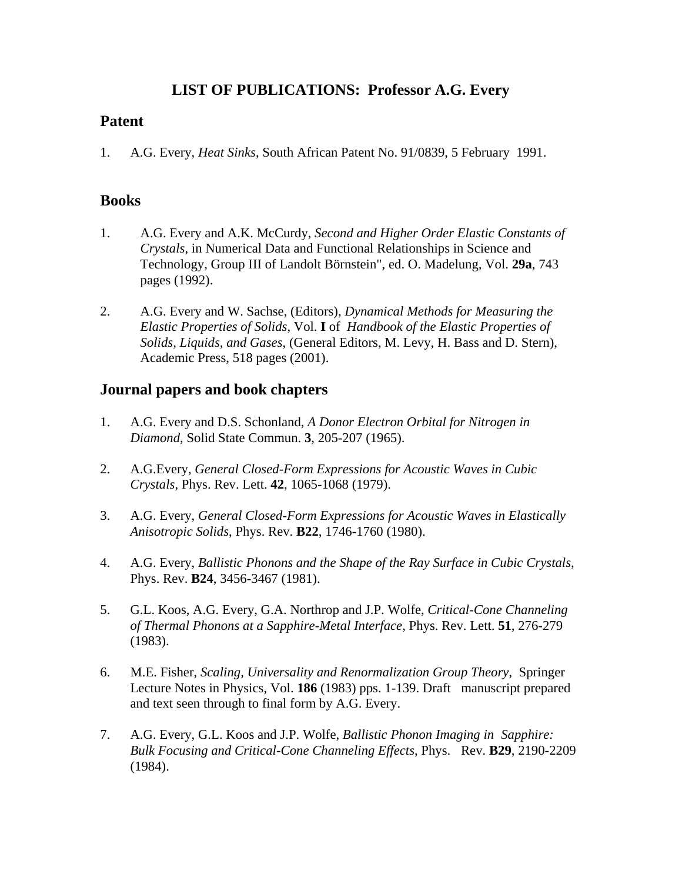# LIST OF PUBLICATIONS: Professor A.G. Every

## Patent

1. A.G. Every, *Heat Sinks*, South African Patent No. 91/0839, 5 February 1991.

## Books

1. A.G. Every and A.K. McCurdy, *Second and Higher Order Elastic Constants of Crystals*, in Numerical Data and Functional Relationships in Science and Technology, Group III of Landolt Börnstein", ed. O. Madelung, Vol. **29a**, 743 pages (1992).

2. A.G. Every and W. Sachse, (Editors), *Dynamical Methods for Measuring the Elastic Properties of Solids*, Vol. **I** of *Handbook of the Elastic Properties of Solids, Liquids, and Gases*, (General Editors, M. Levy, H. Bass and D. Stern), Academic Press, 518 pages (2001).

## Journal papers and book chapters

1. A.G. Every and D.S. Schonland, *A Donor Electron Orbital for Nitrogen in Diamond*, Solid State Commun. **3**, 205-207 (1965).

2. A.G.Every, *General Closed-Form Expressions for Acoustic Waves in Cubic Crystals*, Phys. Rev. Lett. **42**, 1065-1068 (1979).

3. A.G. Every, *General Closed-Form Expressions for Acoustic Waves in Elastically Anisotropic Solids*, Phys. Rev. **B22**, 1746-1760 (1980).

4. A.G. Every, *Ballistic Phonons and the Shape of the Ray Surface in Cubic Crystals*, Phys. Rev. **B24**, 3456-3467 (1981).

5. G.L. Koos, A.G. Every, G.A. Northrop and J.P. Wolfe, *Critical-Cone Channeling of Thermal Phonons at a Sapphire-Metal Interface*, Phys. Rev. Lett. **51**, 276-279 (1983).

6. M.E. Fisher, *Scaling, Universality and Renormalization Group Theory*, Springer Lecture Notes in Physics, Vol. **186** (1983) pps. 1-139. Draft manuscript prepared and text seen through to final form by A.G. Every.

7. A.G. Every, G.L. Koos and J.P. Wolfe, *Ballistic Phonon Imaging in Sapphire: Bulk Focusing and Critical-Cone Channeling Effects*, Phys. Rev. **B29**, 2190-2209 (1984).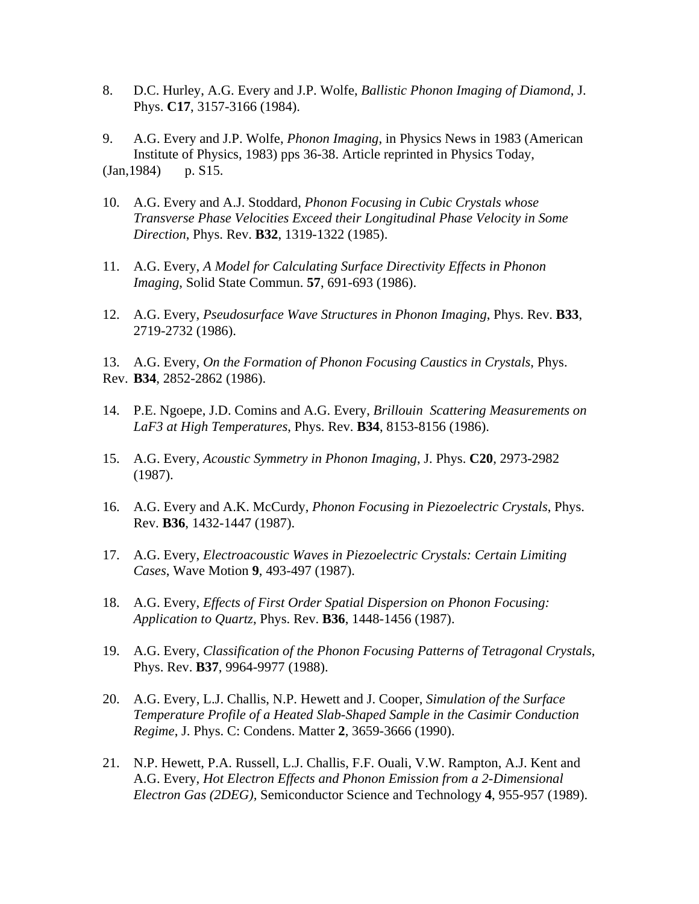8. D.C. Hurley, A.G. Every and J.P. Wolfe, *Ballistic Phonon Imaging of Diamond*, J. Phys. **C17**, 3157-3166 (1984).

9. A.G. Every and J.P. Wolfe, *Phonon Imaging*, in Physics News in 1983 (American Institute of Physics, 1983) pps 36-38. Article reprinted in Physics Today, (Jan,1984) p. S15.

10. A.G. Every and A.J. Stoddard, *Phonon Focusing in Cubic Crystals whose Transverse Phase Velocities Exceed their Longitudinal Phase Velocity in Some Direction*, Phys. Rev. **B32**, 1319-1322 (1985).

11. A.G. Every, *A Model for Calculating Surface Directivity Effects in Phonon Imaging*, Solid State Commun. **57**, 691-693 (1986).

12. A.G. Every, *Pseudosurface Wave Structures in Phonon Imaging*, Phys. Rev. **B33**, 2719-2732 (1986).

13. A.G. Every, *On the Formation of Phonon Focusing Caustics in Crystals*, Phys. Rev. **B34**, 2852-2862 (1986).

14. P.E. Ngoepe, J.D. Comins and A.G. Every, *Brillouin Scattering Measurements on LaF3 at High Temperatures*, Phys. Rev. **B34**, 8153-8156 (1986).

15. A.G. Every, *Acoustic Symmetry in Phonon Imaging*, J. Phys. **C20**, 2973-2982 (1987).

16. A.G. Every and A.K. McCurdy, *Phonon Focusing in Piezoelectric Crystals*, Phys. Rev. **B36**, 1432-1447 (1987).

17. A.G. Every, *Electroacoustic Waves in Piezoelectric Crystals: Certain Limiting Cases*, Wave Motion **9**, 493-497 (1987).

18. A.G. Every, *Effects of First Order Spatial Dispersion on Phonon Focusing: Application to Quartz*, Phys. Rev. **B36**, 1448-1456 (1987).

19. A.G. Every, *Classification of the Phonon Focusing Patterns of Tetragonal Crystals*, Phys. Rev. **B37**, 9964-9977 (1988).

20. A.G. Every, L.J. Challis, N.P. Hewett and J. Cooper, *Simulation of the Surface Temperature Profile of a Heated Slab-Shaped Sample in the Casimir Conduction Regime*, J. Phys. C: Condens. Matter **2**, 3659-3666 (1990).

21. N.P. Hewett, P.A. Russell, L.J. Challis, F.F. Ouali, V.W. Rampton, A.J. Kent and A.G. Every, *Hot Electron Effects and Phonon Emission from a 2-Dimensional Electron Gas (2DEG),* Semiconductor Science and Technology **4**, 955-957 (1989).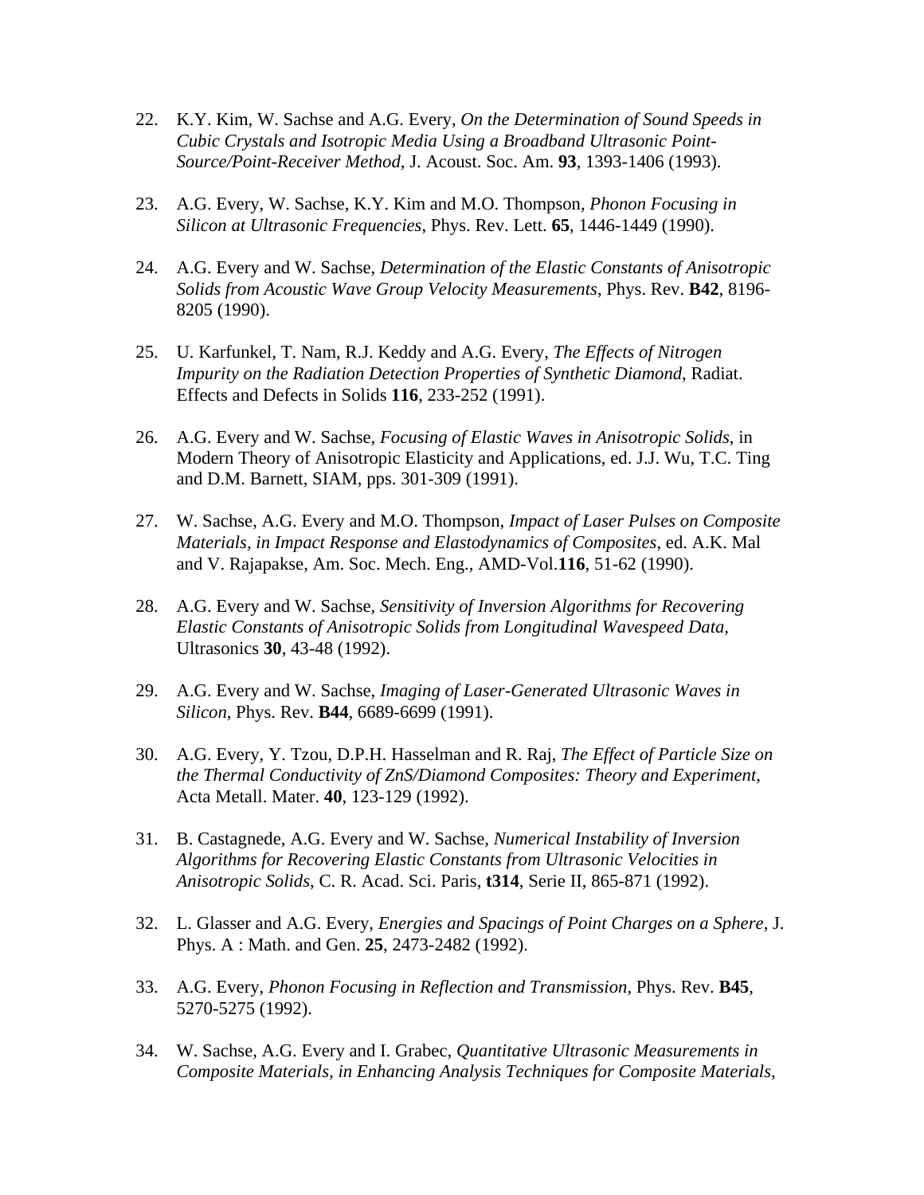22. K.Y. Kim, W. Sachse and A.G. Every, *On the Determination of Sound Speeds in Cubic Crystals and Isotropic Media Using a Broadband Ultrasonic Point-Source/Point-Receiver Method*, J. Acoust. Soc. Am. **93**, 1393-1406 (1993).

23. A.G. Every, W. Sachse, K.Y. Kim and M.O. Thompson, *Phonon Focusing in Silicon at Ultrasonic Frequencies*, Phys. Rev. Lett. **65**, 1446-1449 (1990).

24. A.G. Every and W. Sachse, *Determination of the Elastic Constants of Anisotropic Solids from Acoustic Wave Group Velocity Measurements*, Phys. Rev. **B42**, 8196-8205 (1990).

25. U. Karfunkel, T. Nam, R.J. Keddy and A.G. Every, *The Effects of Nitrogen Impurity on the Radiation Detection Properties of Synthetic Diamond*, Radiat. Effects and Defects in Solids **116**, 233-252 (1991).

26. A.G. Every and W. Sachse, *Focusing of Elastic Waves in Anisotropic Solids*, in Modern Theory of Anisotropic Elasticity and Applications, ed. J.J. Wu, T.C. Ting and D.M. Barnett, SIAM, pps. 301-309 (1991).

27. W. Sachse, A.G. Every and M.O. Thompson, *Impact of Laser Pulses on Composite Materials, in Impact Response and Elastodynamics of Composites*, ed. A.K. Mal and V. Rajapakse, Am. Soc. Mech. Eng., AMD-Vol.**116**, 51-62 (1990).

28. A.G. Every and W. Sachse, *Sensitivity of Inversion Algorithms for Recovering Elastic Constants of Anisotropic Solids from Longitudinal Wavespeed Data*, Ultrasonics **30**, 43-48 (1992).

29. A.G. Every and W. Sachse, *Imaging of Laser-Generated Ultrasonic Waves in Silicon*, Phys. Rev. **B44**, 6689-6699 (1991).

30. A.G. Every, Y. Tzou, D.P.H. Hasselman and R. Raj, *The Effect of Particle Size on the Thermal Conductivity of ZnS/Diamond Composites: Theory and Experiment*, Acta Metall. Mater. **40**, 123-129 (1992).

31. B. Castagnede, A.G. Every and W. Sachse, *Numerical Instability of Inversion Algorithms for Recovering Elastic Constants from Ultrasonic Velocities in Anisotropic Solids*, C. R. Acad. Sci. Paris, **t314**, Serie II, 865-871 (1992).

32. L. Glasser and A.G. Every, *Energies and Spacings of Point Charges on a Sphere*, J. Phys. A : Math. and Gen. **25**, 2473-2482 (1992).

33. A.G. Every, *Phonon Focusing in Reflection and Transmission*, Phys. Rev. **B45**, 5270-5275 (1992).

34. W. Sachse, A.G. Every and I. Grabec, *Quantitative Ultrasonic Measurements in Composite Materials, in Enhancing Analysis Techniques for Composite Materials*,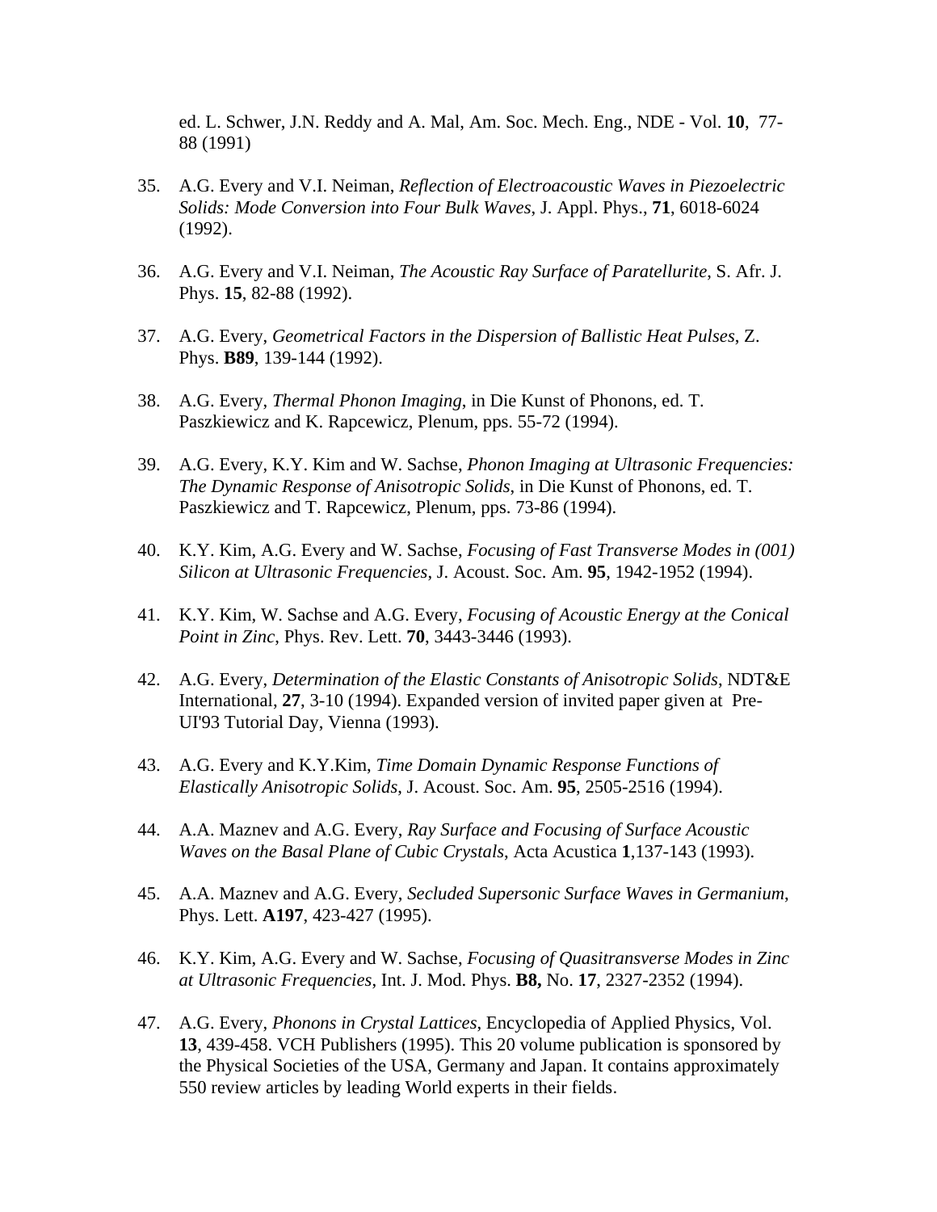ed. L. Schwer, J.N. Reddy and A. Mal, Am. Soc. Mech. Eng., NDE - Vol. **10**, 77-88 (1991)

35. A.G. Every and V.I. Neiman, *Reflection of Electroacoustic Waves in Piezoelectric Solids: Mode Conversion into Four Bulk Waves*, J. Appl. Phys., **71**, 6018-6024 (1992).

36. A.G. Every and V.I. Neiman, *The Acoustic Ray Surface of Paratellurite*, S. Afr. J. Phys. **15**, 82-88 (1992).

37. A.G. Every, *Geometrical Factors in the Dispersion of Ballistic Heat Pulses*, Z. Phys. **B89**, 139-144 (1992).

38. A.G. Every, *Thermal Phonon Imaging*, in Die Kunst of Phonons, ed. T. Paszkiewicz and K. Rapcewicz, Plenum, pps. 55-72 (1994).

39. A.G. Every, K.Y. Kim and W. Sachse, *Phonon Imaging at Ultrasonic Frequencies: The Dynamic Response of Anisotropic Solids*, in Die Kunst of Phonons, ed. T. Paszkiewicz and T. Rapcewicz, Plenum, pps. 73-86 (1994).

40. K.Y. Kim, A.G. Every and W. Sachse, *Focusing of Fast Transverse Modes in (001) Silicon at Ultrasonic Frequencies*, J. Acoust. Soc. Am. **95**, 1942-1952 (1994).

41. K.Y. Kim, W. Sachse and A.G. Every, *Focusing of Acoustic Energy at the Conical Point in Zinc*, Phys. Rev. Lett. **70**, 3443-3446 (1993).

42. A.G. Every, *Determination of the Elastic Constants of Anisotropic Solids*, NDT&E International, **27**, 3-10 (1994). Expanded version of invited paper given at Pre-UI'93 Tutorial Day, Vienna (1993).

43. A.G. Every and K.Y.Kim, *Time Domain Dynamic Response Functions of Elastically Anisotropic Solids*, J. Acoust. Soc. Am. **95**, 2505-2516 (1994).

44. A.A. Maznev and A.G. Every, *Ray Surface and Focusing of Surface Acoustic Waves on the Basal Plane of Cubic Crystals*, Acta Acustica **1**,137-143 (1993).

45. A.A. Maznev and A.G. Every, *Secluded Supersonic Surface Waves in Germanium*, Phys. Lett. **A197**, 423-427 (1995).

46. K.Y. Kim, A.G. Every and W. Sachse, *Focusing of Quasitransverse Modes in Zinc at Ultrasonic Frequencies*, Int. J. Mod. Phys. **B8,** No. **17**, 2327-2352 (1994).

47. A.G. Every, *Phonons in Crystal Lattices*, Encyclopedia of Applied Physics, Vol. **13**, 439-458. VCH Publishers (1995). This 20 volume publication is sponsored by the Physical Societies of the USA, Germany and Japan. It contains approximately 550 review articles by leading World experts in their fields.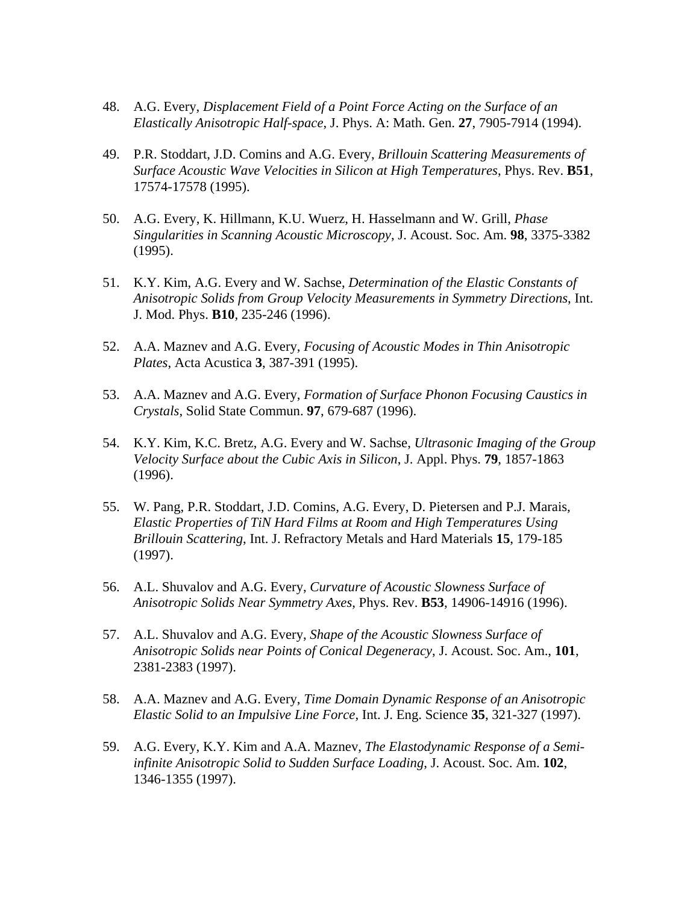48. A.G. Every, *Displacement Field of a Point Force Acting on the Surface of an Elastically Anisotropic Half-space*, J. Phys. A: Math. Gen. **27**, 7905-7914 (1994).

49. P.R. Stoddart, J.D. Comins and A.G. Every, *Brillouin Scattering Measurements of Surface Acoustic Wave Velocities in Silicon at High Temperatures*, Phys. Rev. **B51**, 17574-17578 (1995).

50. A.G. Every, K. Hillmann, K.U. Wuerz, H. Hasselmann and W. Grill, *Phase Singularities in Scanning Acoustic Microscopy*, J. Acoust. Soc. Am. **98**, 3375-3382 (1995).

51. K.Y. Kim, A.G. Every and W. Sachse, *Determination of the Elastic Constants of Anisotropic Solids from Group Velocity Measurements in Symmetry Directions*, Int. J. Mod. Phys. **B10**, 235-246 (1996).

52. A.A. Maznev and A.G. Every, *Focusing of Acoustic Modes in Thin Anisotropic Plates*, Acta Acustica **3**, 387-391 (1995).

53. A.A. Maznev and A.G. Every, *Formation of Surface Phonon Focusing Caustics in Crystals*, Solid State Commun. **97**, 679-687 (1996).

54. K.Y. Kim, K.C. Bretz, A.G. Every and W. Sachse, *Ultrasonic Imaging of the Group Velocity Surface about the Cubic Axis in Silicon*, J. Appl. Phys. **79**, 1857-1863 (1996).

55. W. Pang, P.R. Stoddart, J.D. Comins, A.G. Every, D. Pietersen and P.J. Marais, *Elastic Properties of TiN Hard Films at Room and High Temperatures Using Brillouin Scattering*, Int. J. Refractory Metals and Hard Materials **15**, 179-185 (1997).

56. A.L. Shuvalov and A.G. Every, *Curvature of Acoustic Slowness Surface of Anisotropic Solids Near Symmetry Axes*, Phys. Rev. **B53**, 14906-14916 (1996).

57. A.L. Shuvalov and A.G. Every, *Shape of the Acoustic Slowness Surface of Anisotropic Solids near Points of Conical Degeneracy*, J. Acoust. Soc. Am., **101**, 2381-2383 (1997).

58. A.A. Maznev and A.G. Every, *Time Domain Dynamic Response of an Anisotropic Elastic Solid to an Impulsive Line Force*, Int. J. Eng. Science **35**, 321-327 (1997).

59. A.G. Every, K.Y. Kim and A.A. Maznev, *The Elastodynamic Response of a Semi-infinite Anisotropic Solid to Sudden Surface Loading*, J. Acoust. Soc. Am. **102**, 1346-1355 (1997).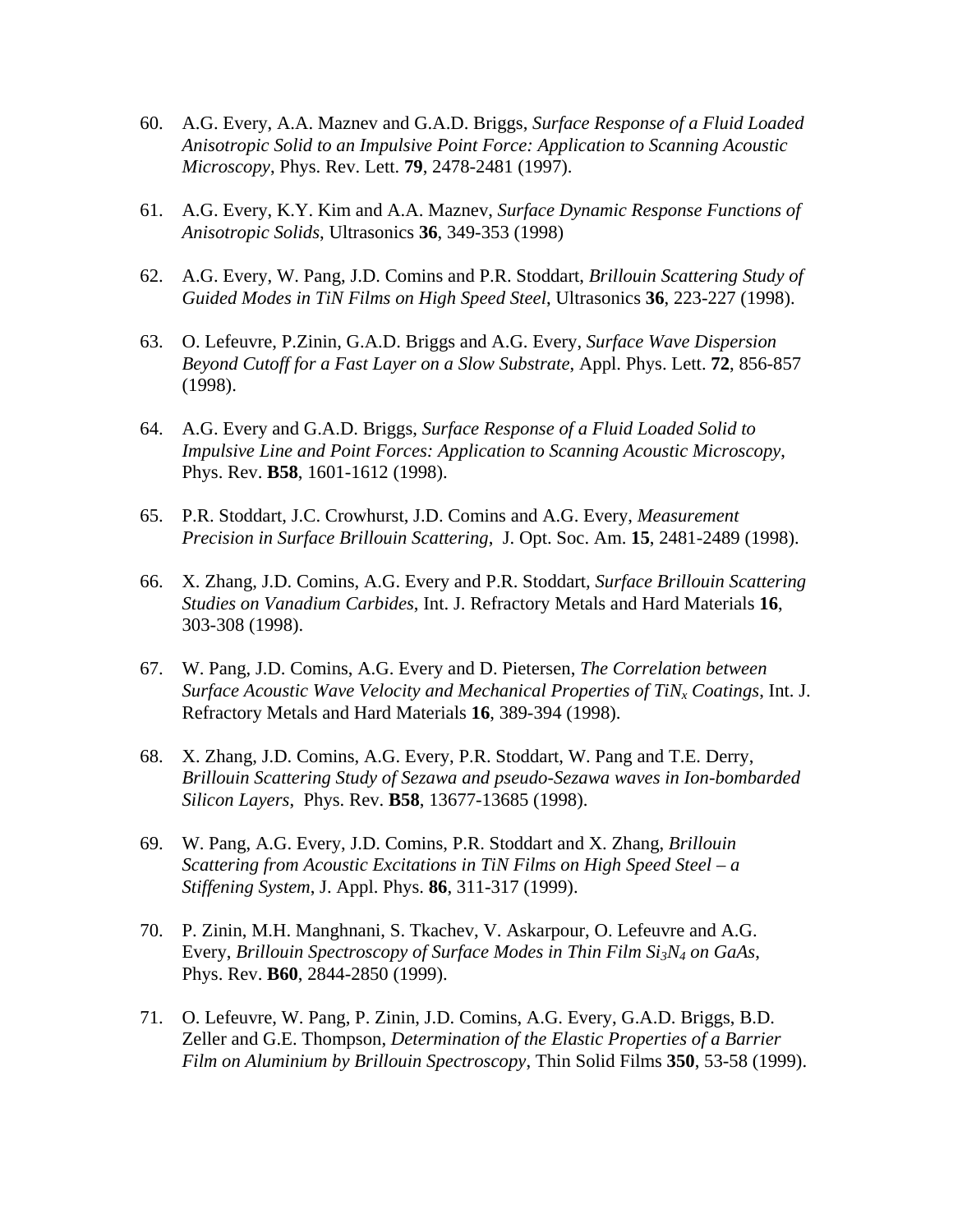60. A.G. Every, A.A. Maznev and G.A.D. Briggs, *Surface Response of a Fluid Loaded Anisotropic Solid to an Impulsive Point Force: Application to Scanning Acoustic Microscopy*, Phys. Rev. Lett. **79**, 2478-2481 (1997).

61. A.G. Every, K.Y. Kim and A.A. Maznev, *Surface Dynamic Response Functions of Anisotropic Solids*, Ultrasonics **36**, 349-353 (1998)

62. A.G. Every, W. Pang, J.D. Comins and P.R. Stoddart, *Brillouin Scattering Study of Guided Modes in TiN Films on High Speed Steel*, Ultrasonics **36**, 223-227 (1998).

63. O. Lefeuvre, P.Zinin, G.A.D. Briggs and A.G. Every, *Surface Wave Dispersion Beyond Cutoff for a Fast Layer on a Slow Substrate*, Appl. Phys. Lett. **72**, 856-857 (1998).

64. A.G. Every and G.A.D. Briggs, *Surface Response of a Fluid Loaded Solid to Impulsive Line and Point Forces: Application to Scanning Acoustic Microscopy*, Phys. Rev. **B58**, 1601-1612 (1998).

65. P.R. Stoddart, J.C. Crowhurst, J.D. Comins and A.G. Every, *Measurement Precision in Surface Brillouin Scattering*, J. Opt. Soc. Am. **15**, 2481-2489 (1998).

66. X. Zhang, J.D. Comins, A.G. Every and P.R. Stoddart, *Surface Brillouin Scattering Studies on Vanadium Carbides*, Int. J. Refractory Metals and Hard Materials **16**, 303-308 (1998).

67. W. Pang, J.D. Comins, A.G. Every and D. Pietersen, *The Correlation between Surface Acoustic Wave Velocity and Mechanical Properties of $TiN_x$ Coatings*, Int. J. Refractory Metals and Hard Materials **16**, 389-394 (1998).

68. X. Zhang, J.D. Comins, A.G. Every, P.R. Stoddart, W. Pang and T.E. Derry, *Brillouin Scattering Study of Sezawa and pseudo-Sezawa waves in Ion-bombarded Silicon Layers*, Phys. Rev. **B58**, 13677-13685 (1998).

69. W. Pang, A.G. Every, J.D. Comins, P.R. Stoddart and X. Zhang, *Brillouin Scattering from Acoustic Excitations in TiN Films on High Speed Steel – a Stiffening System*, J. Appl. Phys. **86**, 311-317 (1999).

70. P. Zinin, M.H. Manghnani, S. Tkachev, V. Askarpour, O. Lefeuvre and A.G. Every, *Brillouin Spectroscopy of Surface Modes in Thin Film $Si_3N_4$ on GaAs*, Phys. Rev. **B60**, 2844-2850 (1999).

71. O. Lefeuvre, W. Pang, P. Zinin, J.D. Comins, A.G. Every, G.A.D. Briggs, B.D. Zeller and G.E. Thompson, *Determination of the Elastic Properties of a Barrier Film on Aluminium by Brillouin Spectroscopy*, Thin Solid Films **350**, 53-58 (1999).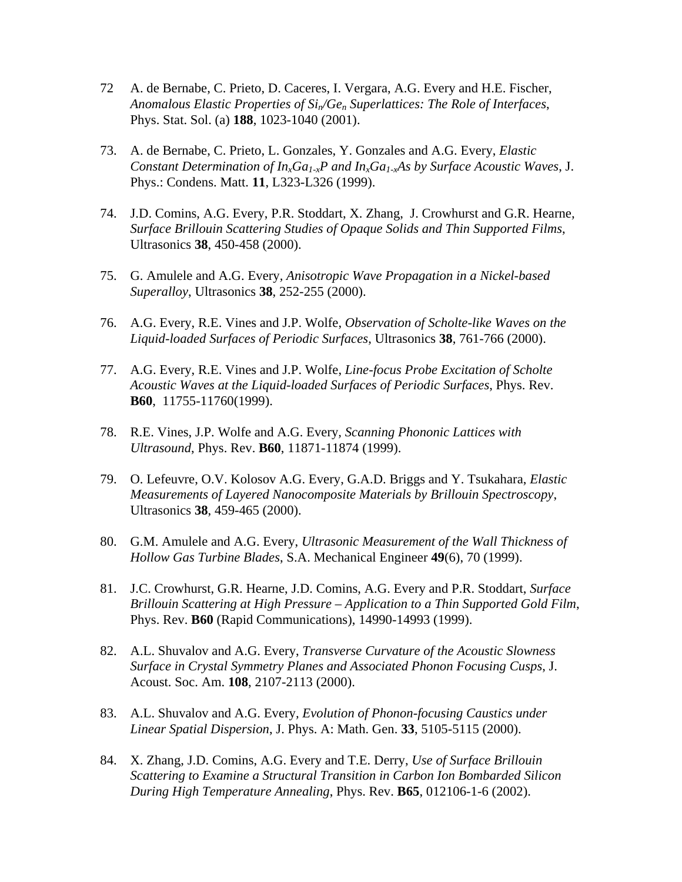72 A. de Bernabe, C. Prieto, D. Caceres, I. Vergara, A.G. Every and H.E. Fischer, *Anomalous Elastic Properties of $Si_n/Ge_n$ Superlattices: The Role of Interfaces*, Phys. Stat. Sol. (a) **188**, 1023-1040 (2001).

73. A. de Bernabe, C. Prieto, L. Gonzales, Y. Gonzales and A.G. Every, *Elastic Constant Determination of $In_xGa_{1-x}P$ and $In_xGa_{1-x}As$ by Surface Acoustic Waves*, J. Phys.: Condens. Matt. **11**, L323-L326 (1999).

74. J.D. Comins, A.G. Every, P.R. Stoddart, X. Zhang, J. Crowhurst and G.R. Hearne, *Surface Brillouin Scattering Studies of Opaque Solids and Thin Supported Films*, Ultrasonics **38**, 450-458 (2000).

75. G. Amulele and A.G. Every, *Anisotropic Wave Propagation in a Nickel-based Superalloy*, Ultrasonics **38**, 252-255 (2000).

76. A.G. Every, R.E. Vines and J.P. Wolfe, *Observation of Scholte-like Waves on the Liquid-loaded Surfaces of Periodic Surfaces*, Ultrasonics **38**, 761-766 (2000).

77. A.G. Every, R.E. Vines and J.P. Wolfe, *Line-focus Probe Excitation of Scholte Acoustic Waves at the Liquid-loaded Surfaces of Periodic Surfaces*, Phys. Rev. **B60**, 11755-11760(1999).

78. R.E. Vines, J.P. Wolfe and A.G. Every, *Scanning Phononic Lattices with Ultrasound*, Phys. Rev. **B60**, 11871-11874 (1999).

79. O. Lefeuvre, O.V. Kolosov A.G. Every, G.A.D. Briggs and Y. Tsukahara, *Elastic Measurements of Layered Nanocomposite Materials by Brillouin Spectroscopy*, Ultrasonics **38**, 459-465 (2000).

80. G.M. Amulele and A.G. Every, *Ultrasonic Measurement of the Wall Thickness of Hollow Gas Turbine Blades*, S.A. Mechanical Engineer **49**(6), 70 (1999).

81. J.C. Crowhurst, G.R. Hearne, J.D. Comins, A.G. Every and P.R. Stoddart, *Surface Brillouin Scattering at High Pressure – Application to a Thin Supported Gold Film*, Phys. Rev. **B60** (Rapid Communications), 14990-14993 (1999).

82. A.L. Shuvalov and A.G. Every, *Transverse Curvature of the Acoustic Slowness Surface in Crystal Symmetry Planes and Associated Phonon Focusing Cusps*, J. Acoust. Soc. Am. **108**, 2107-2113 (2000).

83. A.L. Shuvalov and A.G. Every, *Evolution of Phonon-focusing Caustics under Linear Spatial Dispersion*, J. Phys. A: Math. Gen. **33**, 5105-5115 (2000).

84. X. Zhang, J.D. Comins, A.G. Every and T.E. Derry, *Use of Surface Brillouin Scattering to Examine a Structural Transition in Carbon Ion Bombarded Silicon During High Temperature Annealing*, Phys. Rev. **B65**, 012106-1-6 (2002).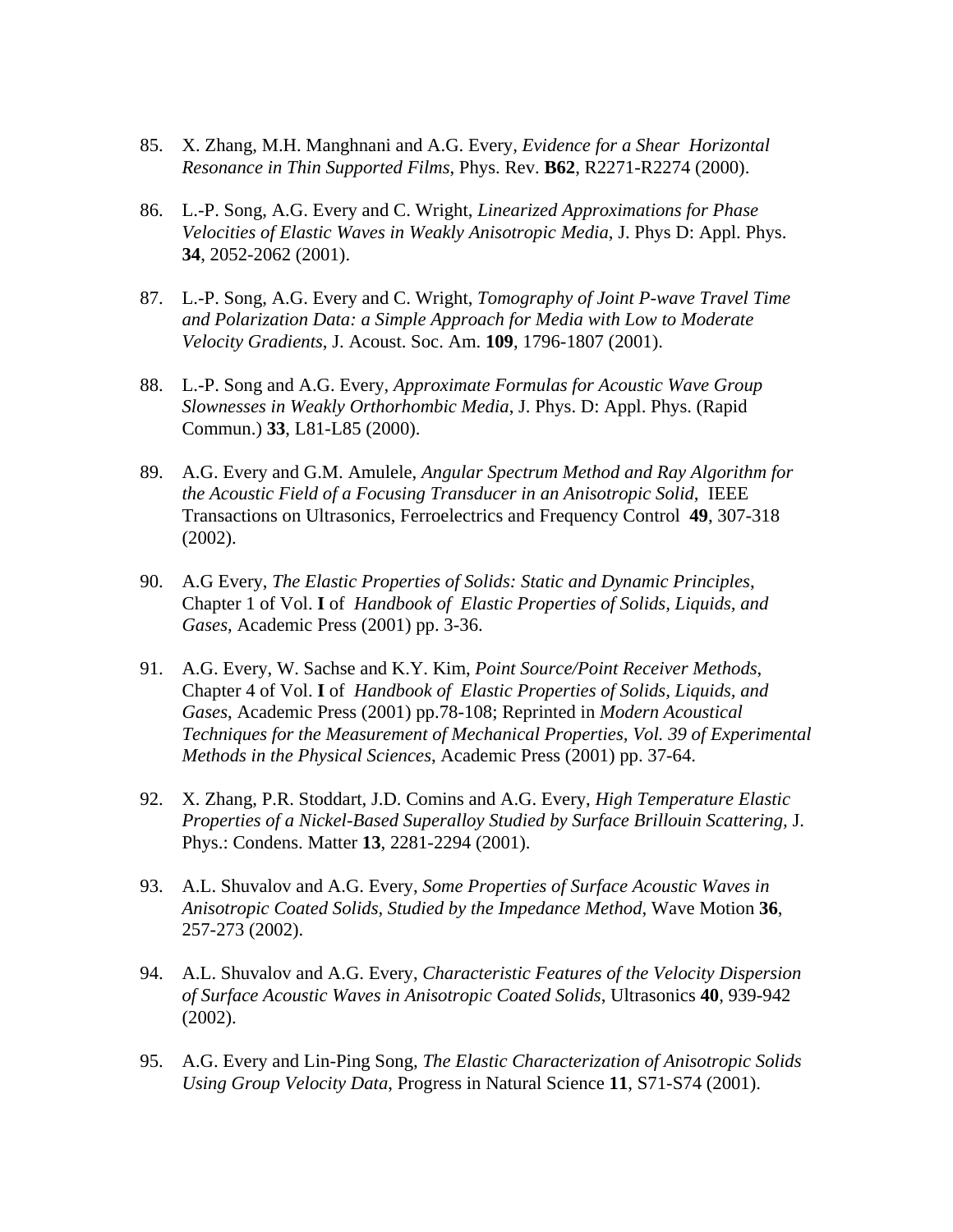85. X. Zhang, M.H. Manghnani and A.G. Every, *Evidence for a Shear Horizontal Resonance in Thin Supported Films*, Phys. Rev. **B62**, R2271-R2274 (2000).

86. L.-P. Song, A.G. Every and C. Wright, *Linearized Approximations for Phase Velocities of Elastic Waves in Weakly Anisotropic Media*, J. Phys D: Appl. Phys. **34**, 2052-2062 (2001).

87. L.-P. Song, A.G. Every and C. Wright, *Tomography of Joint P-wave Travel Time and Polarization Data: a Simple Approach for Media with Low to Moderate Velocity Gradients*, J. Acoust. Soc. Am. **109**, 1796-1807 (2001).

88. L.-P. Song and A.G. Every, *Approximate Formulas for Acoustic Wave Group Slownesses in Weakly Orthorhombic Media*, J. Phys. D: Appl. Phys. (Rapid Commun.) **33**, L81-L85 (2000).

89. A.G. Every and G.M. Amulele, *Angular Spectrum Method and Ray Algorithm for the Acoustic Field of a Focusing Transducer in an Anisotropic Solid*, IEEE Transactions on Ultrasonics, Ferroelectrics and Frequency Control **49**, 307-318 (2002).

90. A.G Every, *The Elastic Properties of Solids: Static and Dynamic Principles*, Chapter 1 of Vol. **I** of *Handbook of Elastic Properties of Solids, Liquids, and Gases*, Academic Press (2001) pp. 3-36.

91. A.G. Every, W. Sachse and K.Y. Kim, *Point Source/Point Receiver Methods*, Chapter 4 of Vol. **I** of *Handbook of Elastic Properties of Solids, Liquids, and Gases*, Academic Press (2001) pp.78-108; Reprinted in *Modern Acoustical Techniques for the Measurement of Mechanical Properties, Vol. 39 of Experimental Methods in the Physical Sciences*, Academic Press (2001) pp. 37-64.

92. X. Zhang, P.R. Stoddart, J.D. Comins and A.G. Every, *High Temperature Elastic Properties of a Nickel-Based Superalloy Studied by Surface Brillouin Scattering*, J. Phys.: Condens. Matter **13**, 2281-2294 (2001).

93. A.L. Shuvalov and A.G. Every, *Some Properties of Surface Acoustic Waves in Anisotropic Coated Solids, Studied by the Impedance Method*, Wave Motion **36**, 257-273 (2002).

94. A.L. Shuvalov and A.G. Every, *Characteristic Features of the Velocity Dispersion of Surface Acoustic Waves in Anisotropic Coated Solids*, Ultrasonics **40**, 939-942 (2002).

95. A.G. Every and Lin-Ping Song, *The Elastic Characterization of Anisotropic Solids Using Group Velocity Data*, Progress in Natural Science **11**, S71-S74 (2001).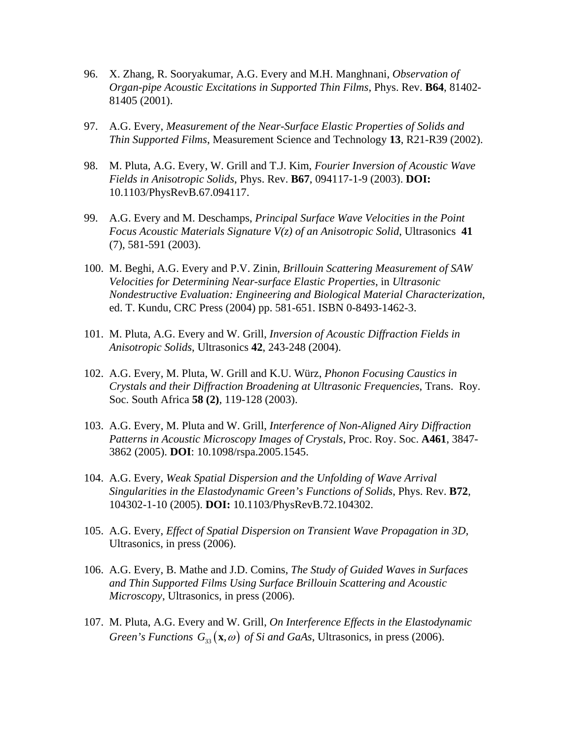96. X. Zhang, R. Sooryakumar, A.G. Every and M.H. Manghnani, *Observation of Organ-pipe Acoustic Excitations in Supported Thin Films*, Phys. Rev. **B64**, 81402-81405 (2001).

97. A.G. Every, *Measurement of the Near-Surface Elastic Properties of Solids and Thin Supported Films*, Measurement Science and Technology **13**, R21-R39 (2002).

98. M. Pluta, A.G. Every, W. Grill and T.J. Kim, *Fourier Inversion of Acoustic Wave Fields in Anisotropic Solids*, Phys. Rev. **B67**, 094117-1-9 (2003). **DOI:** 10.1103/PhysRevB.67.094117.

99. A.G. Every and M. Deschamps, *Principal Surface Wave Velocities in the Point Focus Acoustic Materials Signature V(z) of an Anisotropic Solid*, Ultrasonics **41** (7), 581-591 (2003).

100. M. Beghi, A.G. Every and P.V. Zinin, *Brillouin Scattering Measurement of SAW Velocities for Determining Near-surface Elastic Properties*, in *Ultrasonic Nondestructive Evaluation: Engineering and Biological Material Characterization*, ed. T. Kundu, CRC Press (2004) pp. 581-651. ISBN 0-8493-1462-3.

101. M. Pluta, A.G. Every and W. Grill, *Inversion of Acoustic Diffraction Fields in Anisotropic Solids*, Ultrasonics **42**, 243-248 (2004).

102. A.G. Every, M. Pluta, W. Grill and K.U. Würz, *Phonon Focusing Caustics in Crystals and their Diffraction Broadening at Ultrasonic Frequencies*, Trans. Roy. Soc. South Africa **58 (2)**, 119-128 (2003).

103. A.G. Every, M. Pluta and W. Grill, *Interference of Non-Aligned Airy Diffraction Patterns in Acoustic Microscopy Images of Crystals*, Proc. Roy. Soc. **A461**, 3847-3862 (2005). **DOI**: 10.1098/rspa.2005.1545.

104. A.G. Every, *Weak Spatial Dispersion and the Unfolding of Wave Arrival Singularities in the Elastodynamic Green's Functions of Solids*, Phys. Rev. **B72**, 104302-1-10 (2005). **DOI:** 10.1103/PhysRevB.72.104302.

105. A.G. Every, *Effect of Spatial Dispersion on Transient Wave Propagation in 3D,* Ultrasonics, in press (2006).

106. A.G. Every, B. Mathe and J.D. Comins, *The Study of Guided Waves in Surfaces and Thin Supported Films Using Surface Brillouin Scattering and Acoustic Microscopy*, Ultrasonics, in press (2006).

107. M. Pluta, A.G. Every and W. Grill, *On Interference Effects in the Elastodynamic Green's Functions* $G_{33}(\mathbf{x},\omega)$ *of Si and GaAs*, Ultrasonics, in press (2006).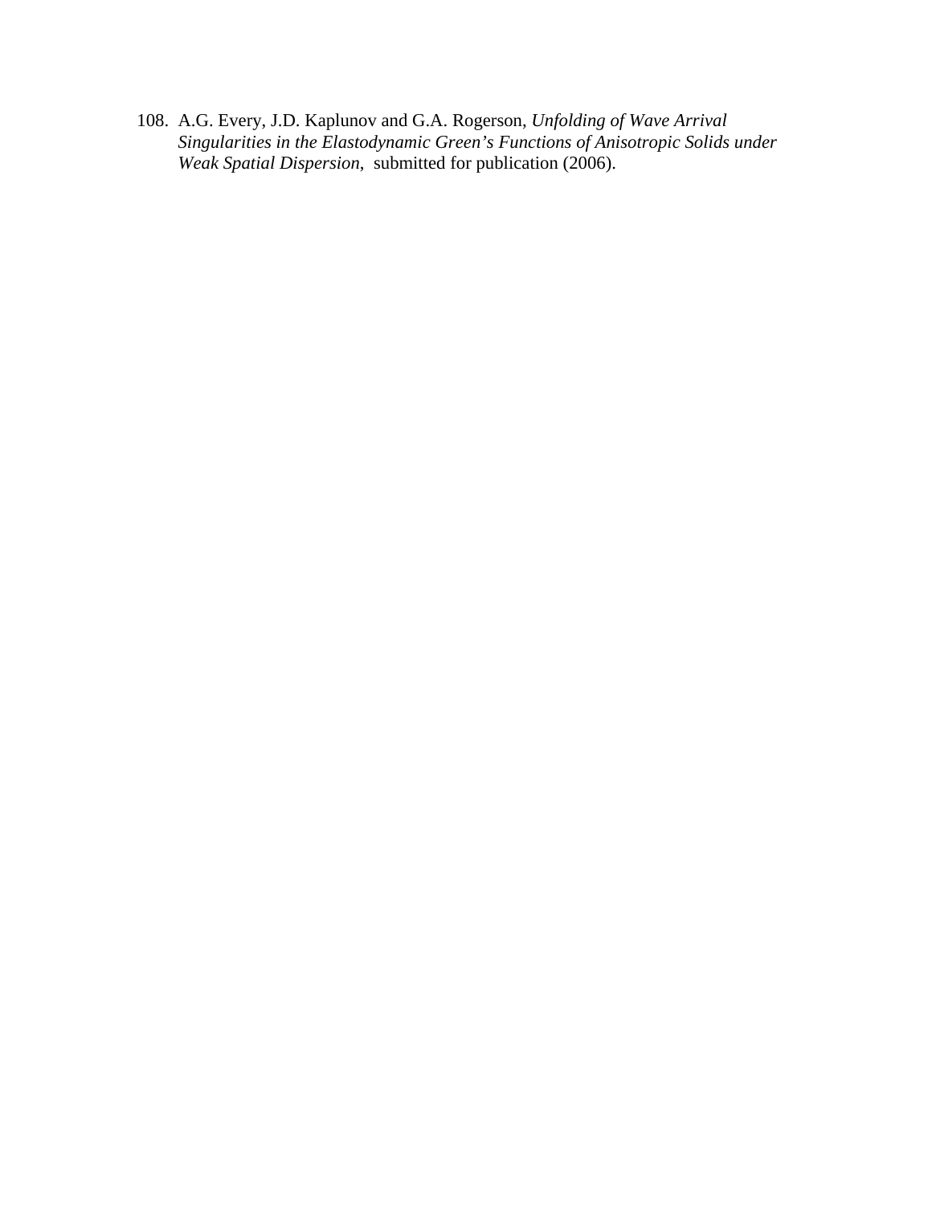108. A.G. Every, J.D. Kaplunov and G.A. Rogerson, *Unfolding of Wave Arrival Singularities in the Elastodynamic Green's Functions of Anisotropic Solids under Weak Spatial Dispersion*, submitted for publication (2006).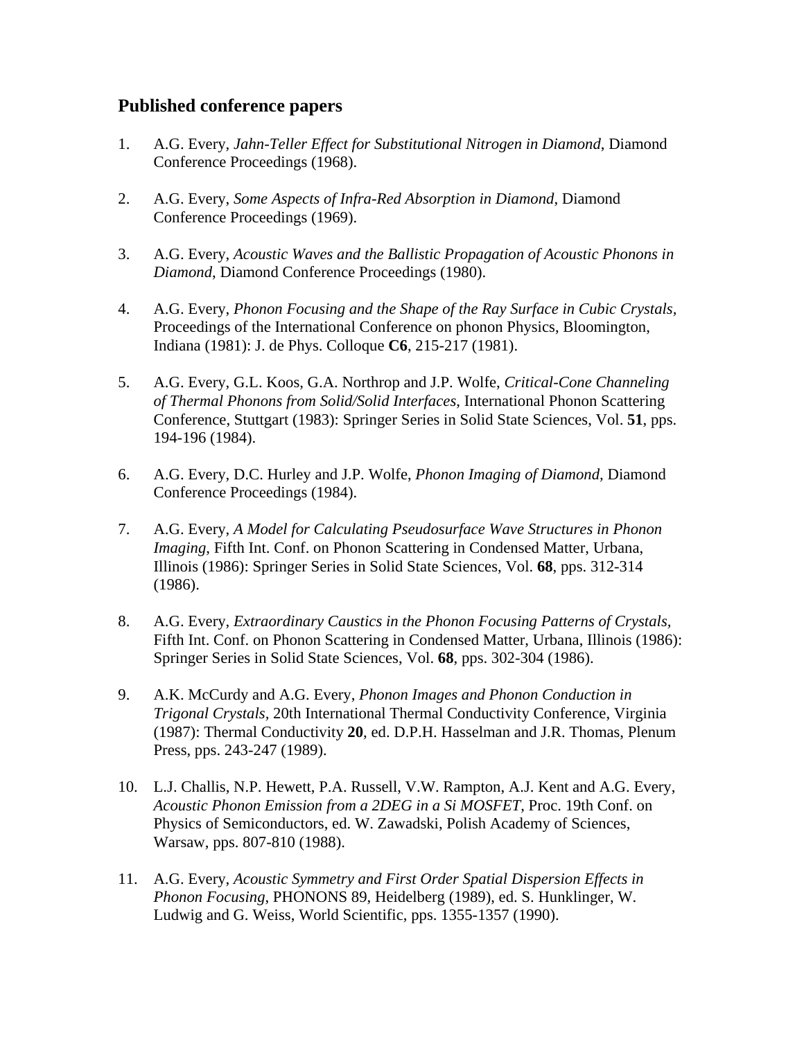## Published conference papers

1. A.G. Every, *Jahn-Teller Effect for Substitutional Nitrogen in Diamond*, Diamond Conference Proceedings (1968).

2. A.G. Every, *Some Aspects of Infra-Red Absorption in Diamond*, Diamond Conference Proceedings (1969).

3. A.G. Every, *Acoustic Waves and the Ballistic Propagation of Acoustic Phonons in Diamond*, Diamond Conference Proceedings (1980).

4. A.G. Every, *Phonon Focusing and the Shape of the Ray Surface in Cubic Crystals,* Proceedings of the International Conference on phonon Physics, Bloomington, Indiana (1981): J. de Phys. Colloque **C6**, 215-217 (1981).

5. A.G. Every, G.L. Koos, G.A. Northrop and J.P. Wolfe, *Critical-Cone Channeling of Thermal Phonons from Solid/Solid Interfaces*, International Phonon Scattering Conference, Stuttgart (1983): Springer Series in Solid State Sciences, Vol. **51**, pps. 194-196 (1984).

6. A.G. Every, D.C. Hurley and J.P. Wolfe, *Phonon Imaging of Diamond*, Diamond Conference Proceedings (1984).

7. A.G. Every, *A Model for Calculating Pseudosurface Wave Structures in Phonon Imaging*, Fifth Int. Conf. on Phonon Scattering in Condensed Matter, Urbana, Illinois (1986): Springer Series in Solid State Sciences, Vol. **68**, pps. 312-314 (1986).

8. A.G. Every, *Extraordinary Caustics in the Phonon Focusing Patterns of Crystals,* Fifth Int. Conf. on Phonon Scattering in Condensed Matter, Urbana, Illinois (1986): Springer Series in Solid State Sciences, Vol. **68**, pps. 302-304 (1986).

9. A.K. McCurdy and A.G. Every, *Phonon Images and Phonon Conduction in Trigonal Crystals*, 20th International Thermal Conductivity Conference, Virginia (1987): Thermal Conductivity **20**, ed. D.P.H. Hasselman and J.R. Thomas, Plenum Press, pps. 243-247 (1989).

10. L.J. Challis, N.P. Hewett, P.A. Russell, V.W. Rampton, A.J. Kent and A.G. Every, *Acoustic Phonon Emission from a 2DEG in a Si MOSFET*, Proc. 19th Conf. on Physics of Semiconductors, ed. W. Zawadski, Polish Academy of Sciences, Warsaw, pps. 807-810 (1988).

11. A.G. Every, *Acoustic Symmetry and First Order Spatial Dispersion Effects in Phonon Focusing*, PHONONS 89, Heidelberg (1989), ed. S. Hunklinger, W. Ludwig and G. Weiss, World Scientific, pps. 1355-1357 (1990).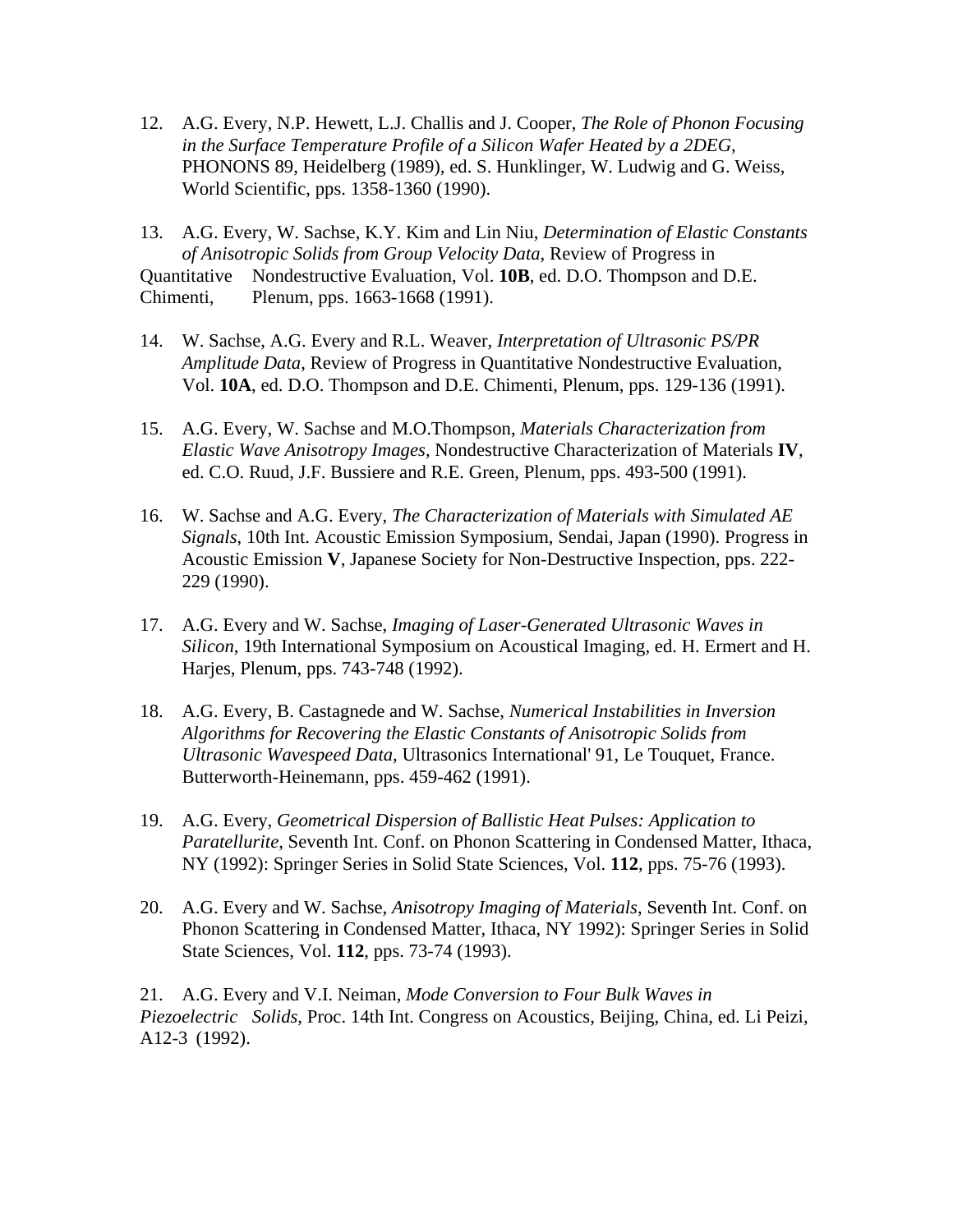12. A.G. Every, N.P. Hewett, L.J. Challis and J. Cooper, *The Role of Phonon Focusing in the Surface Temperature Profile of a Silicon Wafer Heated by a 2DEG*, PHONONS 89, Heidelberg (1989), ed. S. Hunklinger, W. Ludwig and G. Weiss, World Scientific, pps. 1358-1360 (1990).

13. A.G. Every, W. Sachse, K.Y. Kim and Lin Niu, *Determination of Elastic Constants of Anisotropic Solids from Group Velocity Data*, Review of Progress in Quantitative Nondestructive Evaluation, Vol. **10B**, ed. D.O. Thompson and D.E. Chimenti, Plenum, pps. 1663-1668 (1991).

14. W. Sachse, A.G. Every and R.L. Weaver, *Interpretation of Ultrasonic PS/PR Amplitude Data*, Review of Progress in Quantitative Nondestructive Evaluation, Vol. **10A**, ed. D.O. Thompson and D.E. Chimenti, Plenum, pps. 129-136 (1991).

15. A.G. Every, W. Sachse and M.O.Thompson, *Materials Characterization from Elastic Wave Anisotropy Images*, Nondestructive Characterization of Materials **IV**, ed. C.O. Ruud, J.F. Bussiere and R.E. Green, Plenum, pps. 493-500 (1991).

16. W. Sachse and A.G. Every, *The Characterization of Materials with Simulated AE Signals*, 10th Int. Acoustic Emission Symposium, Sendai, Japan (1990). Progress in Acoustic Emission **V**, Japanese Society for Non-Destructive Inspection, pps. 222-229 (1990).

17. A.G. Every and W. Sachse, *Imaging of Laser-Generated Ultrasonic Waves in Silicon*, 19th International Symposium on Acoustical Imaging, ed. H. Ermert and H. Harjes, Plenum, pps. 743-748 (1992).

18. A.G. Every, B. Castagnede and W. Sachse, *Numerical Instabilities in Inversion Algorithms for Recovering the Elastic Constants of Anisotropic Solids from Ultrasonic Wavespeed Data*, Ultrasonics International' 91, Le Touquet, France. Butterworth-Heinemann, pps. 459-462 (1991).

19. A.G. Every, *Geometrical Dispersion of Ballistic Heat Pulses: Application to Paratellurite*, Seventh Int. Conf. on Phonon Scattering in Condensed Matter, Ithaca, NY (1992): Springer Series in Solid State Sciences, Vol. **112**, pps. 75-76 (1993).

20. A.G. Every and W. Sachse, *Anisotropy Imaging of Materials*, Seventh Int. Conf. on Phonon Scattering in Condensed Matter, Ithaca, NY 1992): Springer Series in Solid State Sciences, Vol. **112**, pps. 73-74 (1993).

21. A.G. Every and V.I. Neiman, *Mode Conversion to Four Bulk Waves in Piezoelectric Solids*, Proc. 14th Int. Congress on Acoustics, Beijing, China, ed. Li Peizi, A12-3 (1992).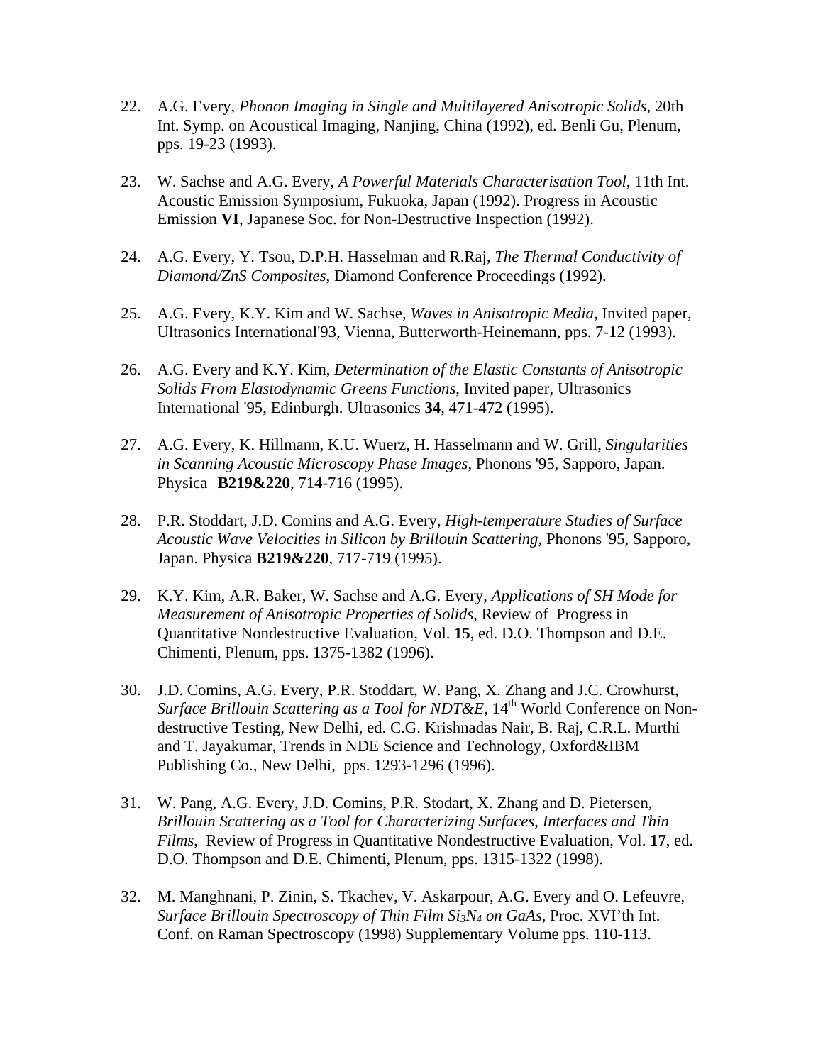22. A.G. Every, *Phonon Imaging in Single and Multilayered Anisotropic Solids*, 20th Int. Symp. on Acoustical Imaging, Nanjing, China (1992), ed. Benli Gu, Plenum, pps. 19-23 (1993).

23. W. Sachse and A.G. Every, *A Powerful Materials Characterisation Tool*, 11th Int. Acoustic Emission Symposium, Fukuoka, Japan (1992). Progress in Acoustic Emission **VI**, Japanese Soc. for Non-Destructive Inspection (1992).

24. A.G. Every, Y. Tsou, D.P.H. Hasselman and R.Raj, *The Thermal Conductivity of Diamond/ZnS Composites*, Diamond Conference Proceedings (1992).

25. A.G. Every, K.Y. Kim and W. Sachse, *Waves in Anisotropic Media*, Invited paper, Ultrasonics International'93, Vienna, Butterworth-Heinemann, pps. 7-12 (1993).

26. A.G. Every and K.Y. Kim, *Determination of the Elastic Constants of Anisotropic Solids From Elastodynamic Greens Functions*, Invited paper, Ultrasonics International '95, Edinburgh. Ultrasonics **34**, 471-472 (1995).

27. A.G. Every, K. Hillmann, K.U. Wuerz, H. Hasselmann and W. Grill, *Singularities in Scanning Acoustic Microscopy Phase Images*, Phonons '95, Sapporo, Japan. Physica **B219&220**, 714-716 (1995).

28. P.R. Stoddart, J.D. Comins and A.G. Every, *High-temperature Studies of Surface Acoustic Wave Velocities in Silicon by Brillouin Scattering*, Phonons '95, Sapporo, Japan. Physica **B219&220**, 717-719 (1995).

29. K.Y. Kim, A.R. Baker, W. Sachse and A.G. Every, *Applications of SH Mode for Measurement of Anisotropic Properties of Solids*, Review of Progress in Quantitative Nondestructive Evaluation, Vol. **15**, ed. D.O. Thompson and D.E. Chimenti, Plenum, pps. 1375-1382 (1996).

30. J.D. Comins, A.G. Every, P.R. Stoddart, W. Pang, X. Zhang and J.C. Crowhurst, *Surface Brillouin Scattering as a Tool for NDT&E*, 14th World Conference on Non-destructive Testing, New Delhi, ed. C.G. Krishnadas Nair, B. Raj, C.R.L. Murthi and T. Jayakumar, Trends in NDE Science and Technology, Oxford&IBM Publishing Co., New Delhi, pps. 1293-1296 (1996).

31. W. Pang, A.G. Every, J.D. Comins, P.R. Stodart, X. Zhang and D. Pietersen, *Brillouin Scattering as a Tool for Characterizing Surfaces, Interfaces and Thin Films,* Review of Progress in Quantitative Nondestructive Evaluation, Vol. **17**, ed. D.O. Thompson and D.E. Chimenti, Plenum, pps. 1315-1322 (1998).

32. M. Manghnani, P. Zinin, S. Tkachev, V. Askarpour, A.G. Every and O. Lefeuvre, *Surface Brillouin Spectroscopy of Thin Film $Si_3N_4$ on GaAs*, Proc. XVI'th Int. Conf. on Raman Spectroscopy (1998) Supplementary Volume pps. 110-113.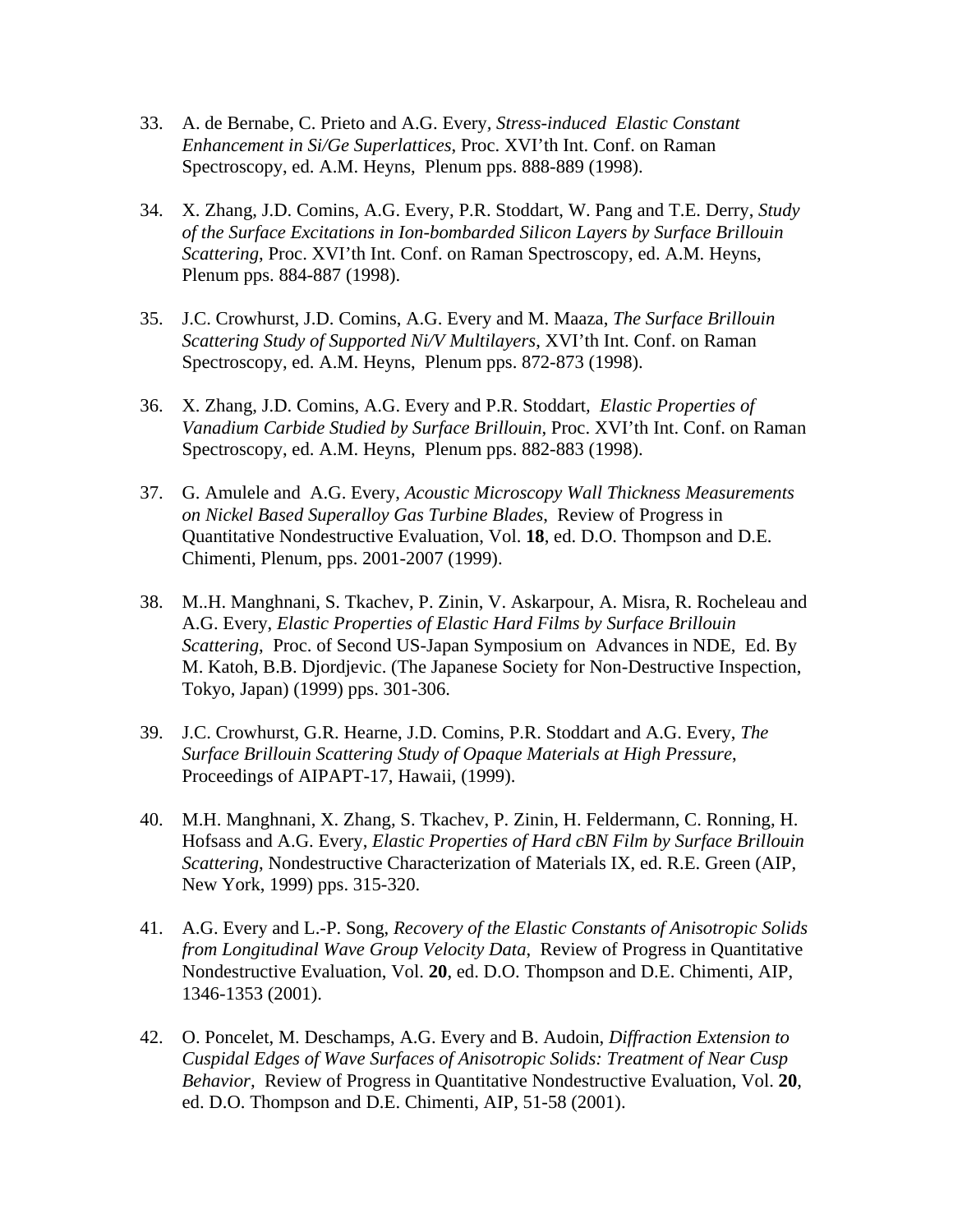33. A. de Bernabe, C. Prieto and A.G. Every, *Stress-induced Elastic Constant Enhancement in Si/Ge Superlattices*, Proc. XVI'th Int. Conf. on Raman Spectroscopy, ed. A.M. Heyns, Plenum pps. 888-889 (1998).

34. X. Zhang, J.D. Comins, A.G. Every, P.R. Stoddart, W. Pang and T.E. Derry, *Study of the Surface Excitations in Ion-bombarded Silicon Layers by Surface Brillouin Scattering*, Proc. XVI'th Int. Conf. on Raman Spectroscopy, ed. A.M. Heyns, Plenum pps. 884-887 (1998).

35. J.C. Crowhurst, J.D. Comins, A.G. Every and M. Maaza, *The Surface Brillouin Scattering Study of Supported Ni/V Multilayers*, XVI'th Int. Conf. on Raman Spectroscopy, ed. A.M. Heyns, Plenum pps. 872-873 (1998).

36. X. Zhang, J.D. Comins, A.G. Every and P.R. Stoddart, *Elastic Properties of Vanadium Carbide Studied by Surface Brillouin*, Proc. XVI'th Int. Conf. on Raman Spectroscopy, ed. A.M. Heyns, Plenum pps. 882-883 (1998).

37. G. Amulele and A.G. Every, *Acoustic Microscopy Wall Thickness Measurements on Nickel Based Superalloy Gas Turbine Blades*, Review of Progress in Quantitative Nondestructive Evaluation, Vol. **18**, ed. D.O. Thompson and D.E. Chimenti, Plenum, pps. 2001-2007 (1999).

38. M..H. Manghnani, S. Tkachev, P. Zinin, V. Askarpour, A. Misra, R. Rocheleau and A.G. Every, *Elastic Properties of Elastic Hard Films by Surface Brillouin Scattering*, Proc. of Second US-Japan Symposium on Advances in NDE, Ed. By M. Katoh, B.B. Djordjevic. (The Japanese Society for Non-Destructive Inspection, Tokyo, Japan) (1999) pps. 301-306.

39. J.C. Crowhurst, G.R. Hearne, J.D. Comins, P.R. Stoddart and A.G. Every, *The Surface Brillouin Scattering Study of Opaque Materials at High Pressure*, Proceedings of AIPAPT-17, Hawaii, (1999).

40. M.H. Manghnani, X. Zhang, S. Tkachev, P. Zinin, H. Feldermann, C. Ronning, H. Hofsass and A.G. Every, *Elastic Properties of Hard cBN Film by Surface Brillouin Scattering*, Nondestructive Characterization of Materials IX, ed. R.E. Green (AIP, New York, 1999) pps. 315-320.

41. A.G. Every and L.-P. Song, *Recovery of the Elastic Constants of Anisotropic Solids from Longitudinal Wave Group Velocity Data*, Review of Progress in Quantitative Nondestructive Evaluation, Vol. **20**, ed. D.O. Thompson and D.E. Chimenti, AIP, 1346-1353 (2001).

42. O. Poncelet, M. Deschamps, A.G. Every and B. Audoin, *Diffraction Extension to Cuspidal Edges of Wave Surfaces of Anisotropic Solids: Treatment of Near Cusp Behavior*, Review of Progress in Quantitative Nondestructive Evaluation, Vol. **20**, ed. D.O. Thompson and D.E. Chimenti, AIP, 51-58 (2001).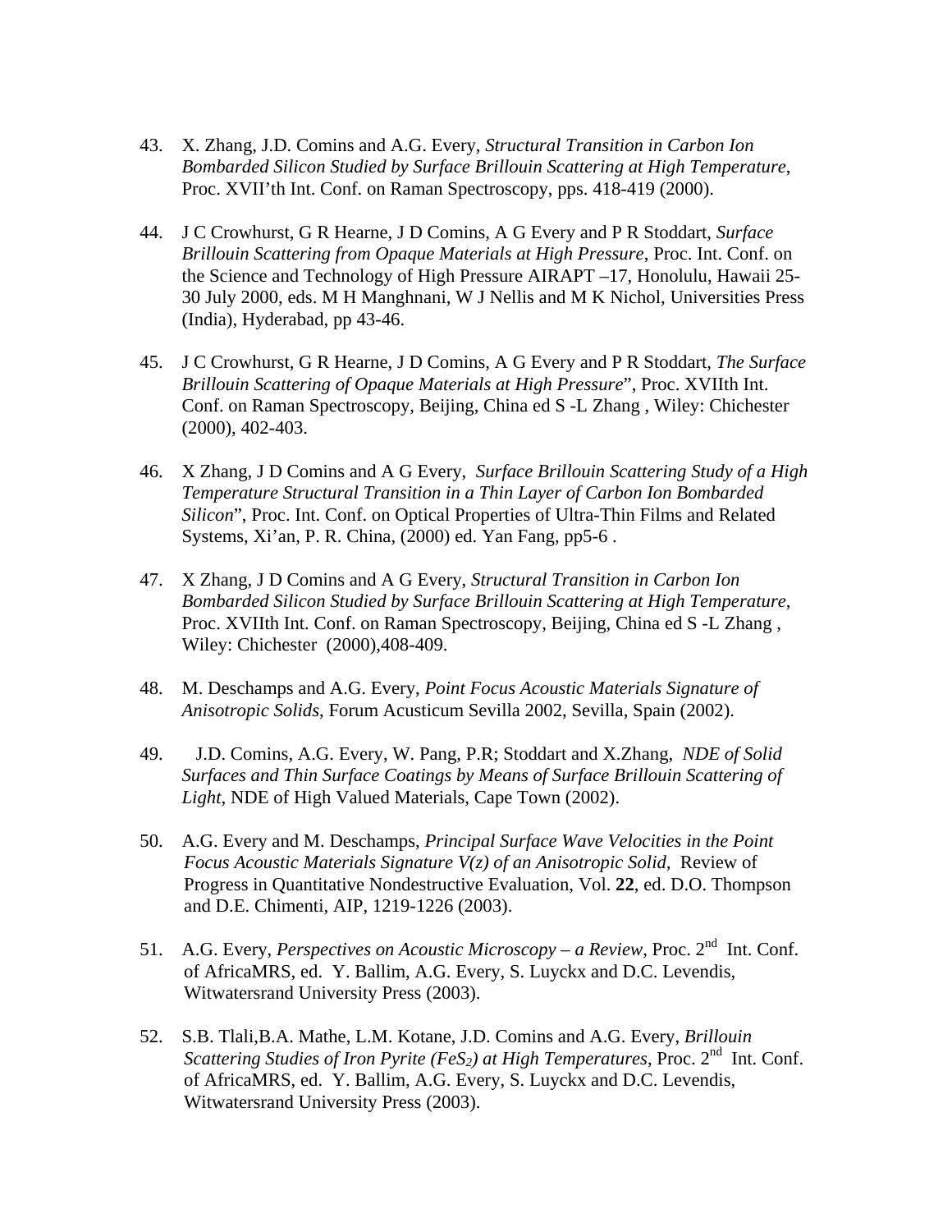43. X. Zhang, J.D. Comins and A.G. Every, *Structural Transition in Carbon Ion Bombarded Silicon Studied by Surface Brillouin Scattering at High Temperature*, Proc. XVII'th Int. Conf. on Raman Spectroscopy, pps. 418-419 (2000).

44. J C Crowhurst, G R Hearne, J D Comins, A G Every and P R Stoddart, *Surface Brillouin Scattering from Opaque Materials at High Pressure*, Proc. Int. Conf. on the Science and Technology of High Pressure AIRAPT –17, Honolulu, Hawaii 25-30 July 2000, eds. M H Manghnani, W J Nellis and M K Nichol, Universities Press (India), Hyderabad, pp 43-46.

45. J C Crowhurst, G R Hearne, J D Comins, A G Every and P R Stoddart, *The Surface Brillouin Scattering of Opaque Materials at High Pressure*", Proc. XVIIth Int. Conf. on Raman Spectroscopy, Beijing, China ed S -L Zhang , Wiley: Chichester (2000), 402-403.

46. X Zhang, J D Comins and A G Every, *Surface Brillouin Scattering Study of a High Temperature Structural Transition in a Thin Layer of Carbon Ion Bombarded Silicon*", Proc. Int. Conf. on Optical Properties of Ultra-Thin Films and Related Systems, Xi'an, P. R. China, (2000) ed. Yan Fang, pp5-6 .

47. X Zhang, J D Comins and A G Every, *Structural Transition in Carbon Ion Bombarded Silicon Studied by Surface Brillouin Scattering at High Temperature*, Proc. XVIIth Int. Conf. on Raman Spectroscopy, Beijing, China ed S -L Zhang , Wiley: Chichester (2000),408-409.

48. M. Deschamps and A.G. Every, *Point Focus Acoustic Materials Signature of Anisotropic Solids*, Forum Acusticum Sevilla 2002, Sevilla, Spain (2002).

49. J.D. Comins, A.G. Every, W. Pang, P.R; Stoddart and X.Zhang, *NDE of Solid Surfaces and Thin Surface Coatings by Means of Surface Brillouin Scattering of Light*, NDE of High Valued Materials, Cape Town (2002).

50. A.G. Every and M. Deschamps, *Principal Surface Wave Velocities in the Point Focus Acoustic Materials Signature V(z) of an Anisotropic Solid*, Review of Progress in Quantitative Nondestructive Evaluation, Vol. **22**, ed. D.O. Thompson and D.E. Chimenti, AIP, 1219-1226 (2003).

51. A.G. Every, *Perspectives on Acoustic Microscopy – a Review*, Proc. $2^{nd}$ Int. Conf. of AfricaMRS, ed. Y. Ballim, A.G. Every, S. Luyckx and D.C. Levendis, Witwatersrand University Press (2003).

52. S.B. Tlali,B.A. Mathe, L.M. Kotane, J.D. Comins and A.G. Every, *Brillouin Scattering Studies of Iron Pyrite ($FeS_2$) at High Temperatures*, Proc. $2^{nd}$ Int. Conf. of AfricaMRS, ed. Y. Ballim, A.G. Every, S. Luyckx and D.C. Levendis, Witwatersrand University Press (2003).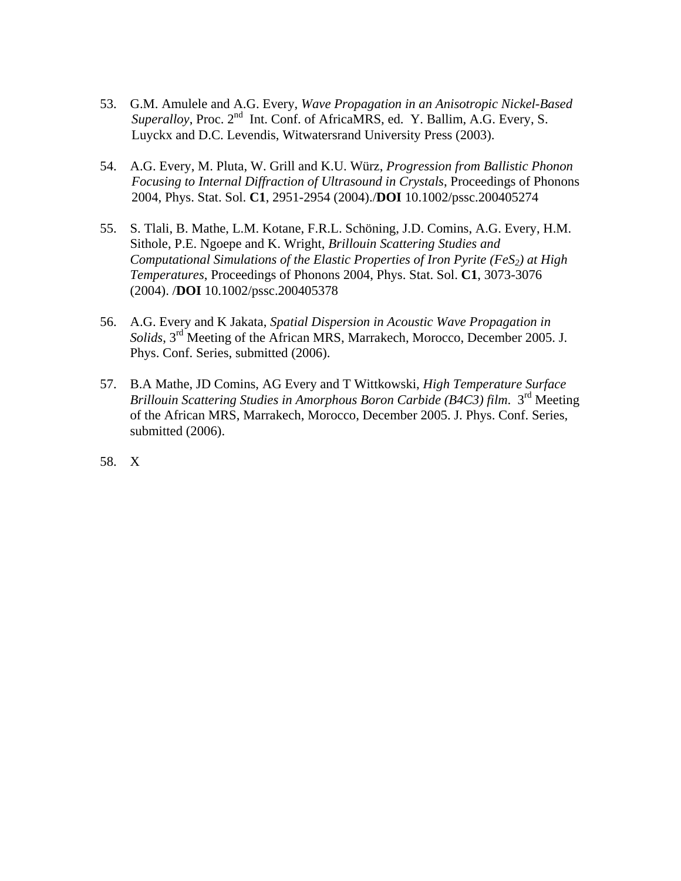53. G.M. Amulele and A.G. Every, *Wave Propagation in an Anisotropic Nickel-Based Superalloy*, Proc. 2nd Int. Conf. of AfricaMRS, ed. Y. Ballim, A.G. Every, S. Luyckx and D.C. Levendis, Witwatersrand University Press (2003).

54. A.G. Every, M. Pluta, W. Grill and K.U. Würz, *Progression from Ballistic Phonon Focusing to Internal Diffraction of Ultrasound in Crystals*, Proceedings of Phonons 2004, Phys. Stat. Sol. **C1**, 2951-2954 (2004)./**DOI** 10.1002/pssc.200405274

55. S. Tlali, B. Mathe, L.M. Kotane, F.R.L. Schöning, J.D. Comins, A.G. Every, H.M. Sithole, P.E. Ngoepe and K. Wright, *Brillouin Scattering Studies and Computational Simulations of the Elastic Properties of Iron Pyrite ($FeS_2$) at High Temperatures*, Proceedings of Phonons 2004, Phys. Stat. Sol. **C1**, 3073-3076 (2004). /**DOI** 10.1002/pssc.200405378

56. A.G. Every and K Jakata, *Spatial Dispersion in Acoustic Wave Propagation in Solids*, 3rd Meeting of the African MRS, Marrakech, Morocco, December 2005. J. Phys. Conf. Series, submitted (2006).

57. B.A Mathe, JD Comins, AG Every and T Wittkowski, *High Temperature Surface Brillouin Scattering Studies in Amorphous Boron Carbide (B4C3) film*. 3rd Meeting of the African MRS, Marrakech, Morocco, December 2005. J. Phys. Conf. Series, submitted (2006).

58. X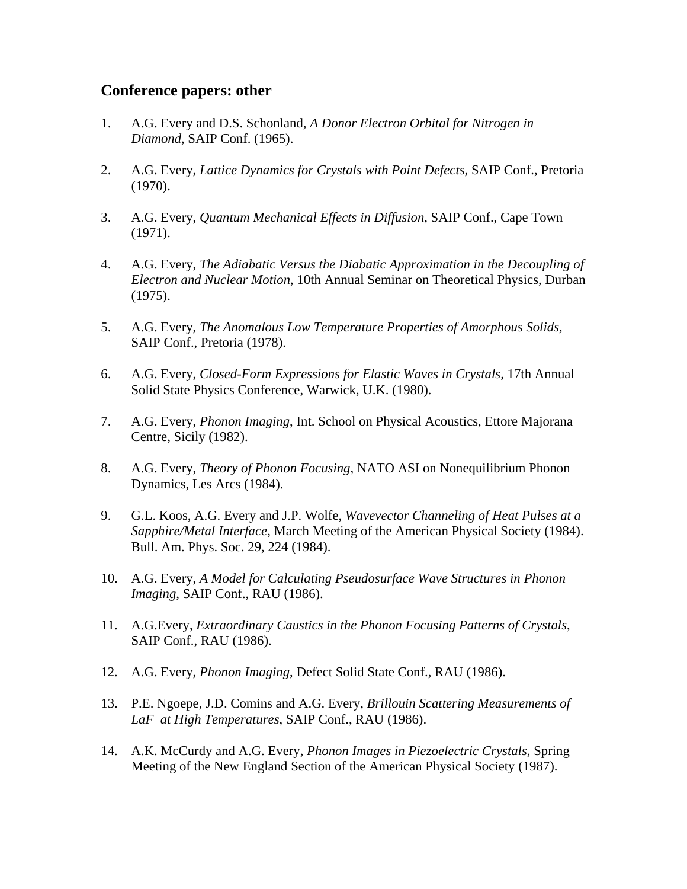## Conference papers: other

1. A.G. Every and D.S. Schonland, *A Donor Electron Orbital for Nitrogen in Diamond*, SAIP Conf. (1965).

2. A.G. Every, *Lattice Dynamics for Crystals with Point Defects*, SAIP Conf., Pretoria (1970).

3. A.G. Every, *Quantum Mechanical Effects in Diffusion*, SAIP Conf., Cape Town (1971).

4. A.G. Every, *The Adiabatic Versus the Diabatic Approximation in the Decoupling of Electron and Nuclear Motion*, 10th Annual Seminar on Theoretical Physics, Durban (1975).

5. A.G. Every, *The Anomalous Low Temperature Properties of Amorphous Solids*, SAIP Conf., Pretoria (1978).

6. A.G. Every, *Closed-Form Expressions for Elastic Waves in Crystals*, 17th Annual Solid State Physics Conference, Warwick, U.K. (1980).

7. A.G. Every, *Phonon Imaging*, Int. School on Physical Acoustics, Ettore Majorana Centre, Sicily (1982).

8. A.G. Every, *Theory of Phonon Focusing*, NATO ASI on Nonequilibrium Phonon Dynamics, Les Arcs (1984).

9. G.L. Koos, A.G. Every and J.P. Wolfe, *Wavevector Channeling of Heat Pulses at a Sapphire/Metal Interface*, March Meeting of the American Physical Society (1984). Bull. Am. Phys. Soc. 29, 224 (1984).

10. A.G. Every, *A Model for Calculating Pseudosurface Wave Structures in Phonon Imaging*, SAIP Conf., RAU (1986).

11. A.G.Every, *Extraordinary Caustics in the Phonon Focusing Patterns of Crystals*, SAIP Conf., RAU (1986).

12. A.G. Every, *Phonon Imaging*, Defect Solid State Conf., RAU (1986).

13. P.E. Ngoepe, J.D. Comins and A.G. Every, *Brillouin Scattering Measurements of LaF at High Temperatures*, SAIP Conf., RAU (1986).

14. A.K. McCurdy and A.G. Every, *Phonon Images in Piezoelectric Crystals*, Spring Meeting of the New England Section of the American Physical Society (1987).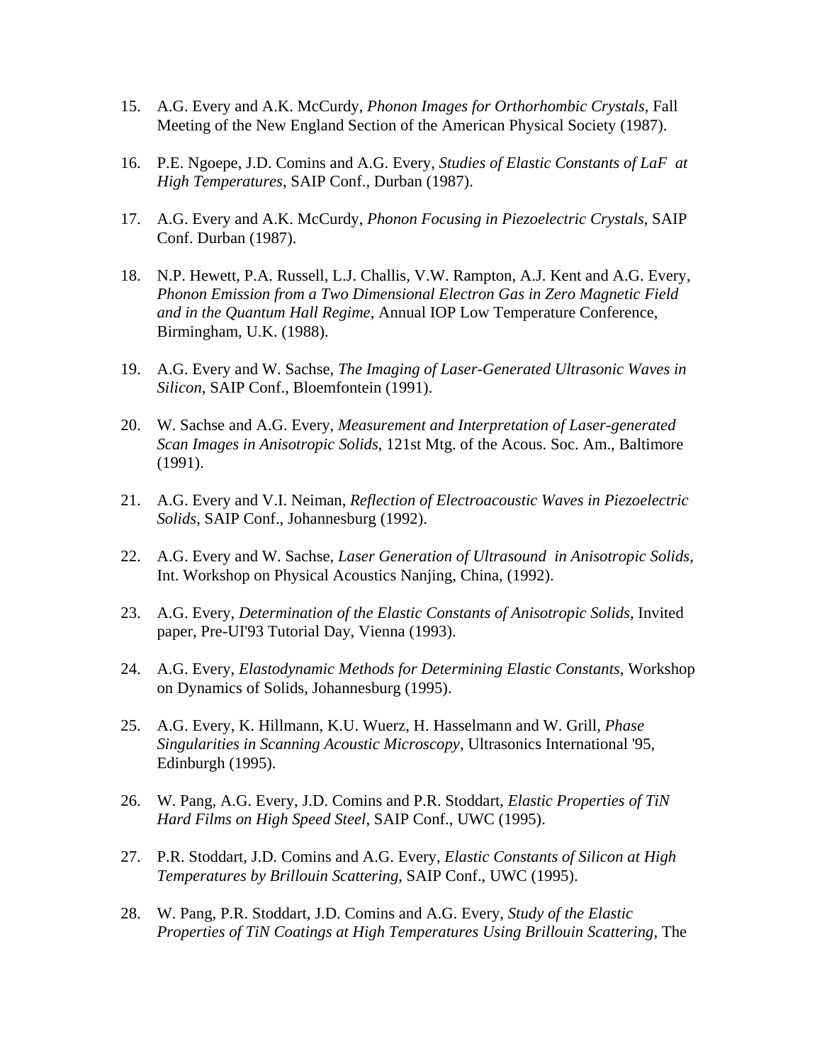15. A.G. Every and A.K. McCurdy, *Phonon Images for Orthorhombic Crystals*, Fall Meeting of the New England Section of the American Physical Society (1987).

16. P.E. Ngoepe, J.D. Comins and A.G. Every, *Studies of Elastic Constants of LaF at High Temperatures*, SAIP Conf., Durban (1987).

17. A.G. Every and A.K. McCurdy, *Phonon Focusing in Piezoelectric Crystals*, SAIP Conf. Durban (1987).

18. N.P. Hewett, P.A. Russell, L.J. Challis, V.W. Rampton, A.J. Kent and A.G. Every, *Phonon Emission from a Two Dimensional Electron Gas in Zero Magnetic Field and in the Quantum Hall Regime*, Annual IOP Low Temperature Conference, Birmingham, U.K. (1988).

19. A.G. Every and W. Sachse, *The Imaging of Laser-Generated Ultrasonic Waves in Silicon*, SAIP Conf., Bloemfontein (1991).

20. W. Sachse and A.G. Every, *Measurement and Interpretation of Laser-generated Scan Images in Anisotropic Solids*, 121st Mtg. of the Acous. Soc. Am., Baltimore (1991).

21. A.G. Every and V.I. Neiman, *Reflection of Electroacoustic Waves in Piezoelectric Solids*, SAIP Conf., Johannesburg (1992).

22. A.G. Every and W. Sachse, *Laser Generation of Ultrasound in Anisotropic Solids*, Int. Workshop on Physical Acoustics Nanjing, China, (1992).

23. A.G. Every, *Determination of the Elastic Constants of Anisotropic Solids*, Invited paper, Pre-UI'93 Tutorial Day, Vienna (1993).

24. A.G. Every, *Elastodynamic Methods for Determining Elastic Constants*, Workshop on Dynamics of Solids, Johannesburg (1995).

25. A.G. Every, K. Hillmann, K.U. Wuerz, H. Hasselmann and W. Grill, *Phase Singularities in Scanning Acoustic Microscopy*, Ultrasonics International '95, Edinburgh (1995).

26. W. Pang, A.G. Every, J.D. Comins and P.R. Stoddart, *Elastic Properties of TiN Hard Films on High Speed Steel*, SAIP Conf., UWC (1995).

27. P.R. Stoddart, J.D. Comins and A.G. Every, *Elastic Constants of Silicon at High Temperatures by Brillouin Scattering*, SAIP Conf., UWC (1995).

28. W. Pang, P.R. Stoddart, J.D. Comins and A.G. Every, *Study of the Elastic Properties of TiN Coatings at High Temperatures Using Brillouin Scattering*, The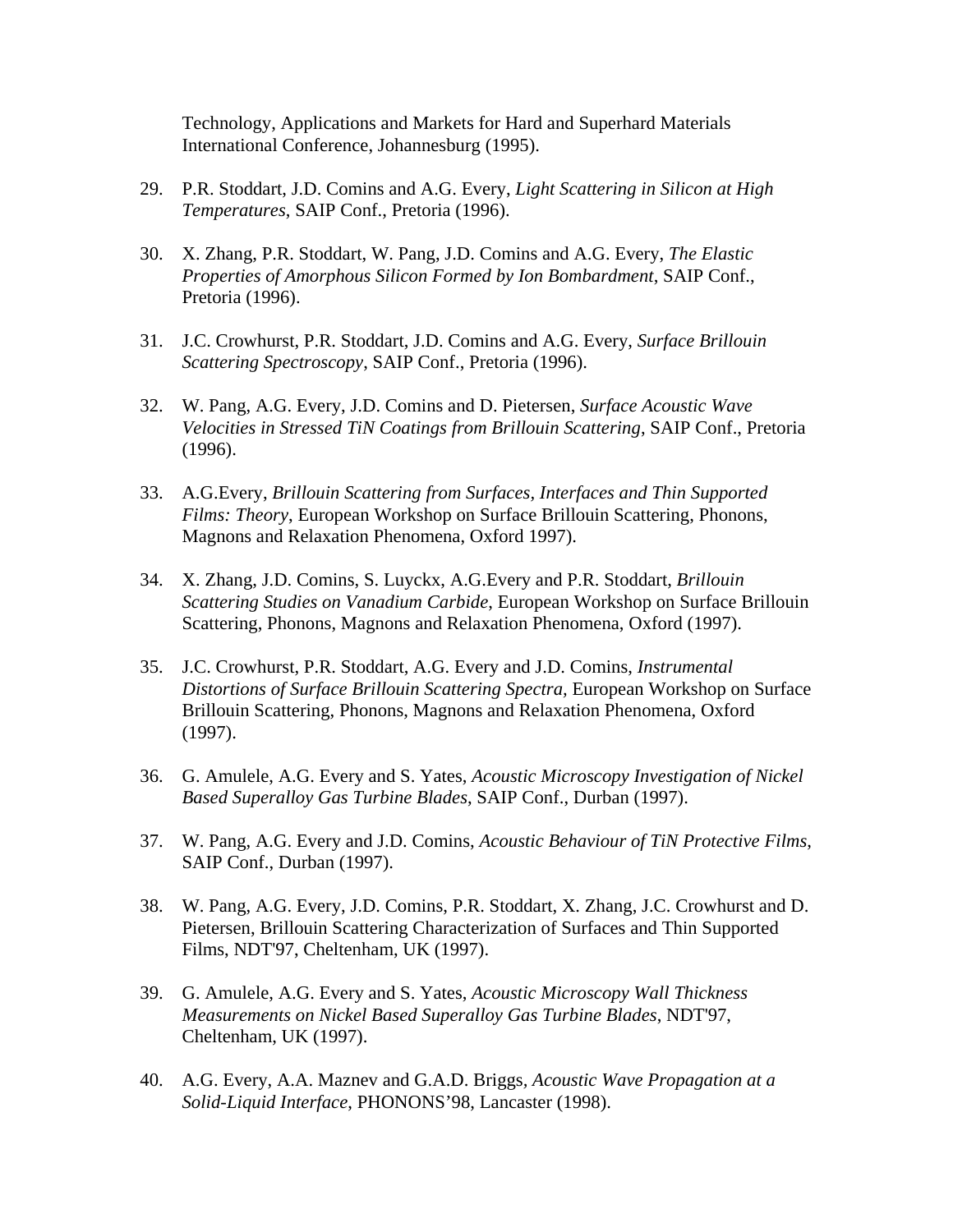Technology, Applications and Markets for Hard and Superhard Materials International Conference, Johannesburg (1995).

29. P.R. Stoddart, J.D. Comins and A.G. Every, *Light Scattering in Silicon at High Temperatures*, SAIP Conf., Pretoria (1996).

30. X. Zhang, P.R. Stoddart, W. Pang, J.D. Comins and A.G. Every, *The Elastic Properties of Amorphous Silicon Formed by Ion Bombardment*, SAIP Conf., Pretoria (1996).

31. J.C. Crowhurst, P.R. Stoddart, J.D. Comins and A.G. Every, *Surface Brillouin Scattering Spectroscopy*, SAIP Conf., Pretoria (1996).

32. W. Pang, A.G. Every, J.D. Comins and D. Pietersen, *Surface Acoustic Wave Velocities in Stressed TiN Coatings from Brillouin Scattering*, SAIP Conf., Pretoria (1996).

33. A.G.Every, *Brillouin Scattering from Surfaces, Interfaces and Thin Supported Films: Theory*, European Workshop on Surface Brillouin Scattering, Phonons, Magnons and Relaxation Phenomena, Oxford 1997).

34. X. Zhang, J.D. Comins, S. Luyckx, A.G.Every and P.R. Stoddart, *Brillouin Scattering Studies on Vanadium Carbide*, European Workshop on Surface Brillouin Scattering, Phonons, Magnons and Relaxation Phenomena, Oxford (1997).

35. J.C. Crowhurst, P.R. Stoddart, A.G. Every and J.D. Comins, *Instrumental Distortions of Surface Brillouin Scattering Spectra,* European Workshop on Surface Brillouin Scattering, Phonons, Magnons and Relaxation Phenomena, Oxford (1997).

36. G. Amulele, A.G. Every and S. Yates, *Acoustic Microscopy Investigation of Nickel Based Superalloy Gas Turbine Blades*, SAIP Conf., Durban (1997).

37. W. Pang, A.G. Every and J.D. Comins, *Acoustic Behaviour of TiN Protective Films*, SAIP Conf., Durban (1997).

38. W. Pang, A.G. Every, J.D. Comins, P.R. Stoddart, X. Zhang, J.C. Crowhurst and D. Pietersen, Brillouin Scattering Characterization of Surfaces and Thin Supported Films, NDT'97, Cheltenham, UK (1997).

39. G. Amulele, A.G. Every and S. Yates, *Acoustic Microscopy Wall Thickness Measurements on Nickel Based Superalloy Gas Turbine Blades*, NDT'97, Cheltenham, UK (1997).

40. A.G. Every, A.A. Maznev and G.A.D. Briggs, *Acoustic Wave Propagation at a Solid-Liquid Interface*, PHONONS'98, Lancaster (1998).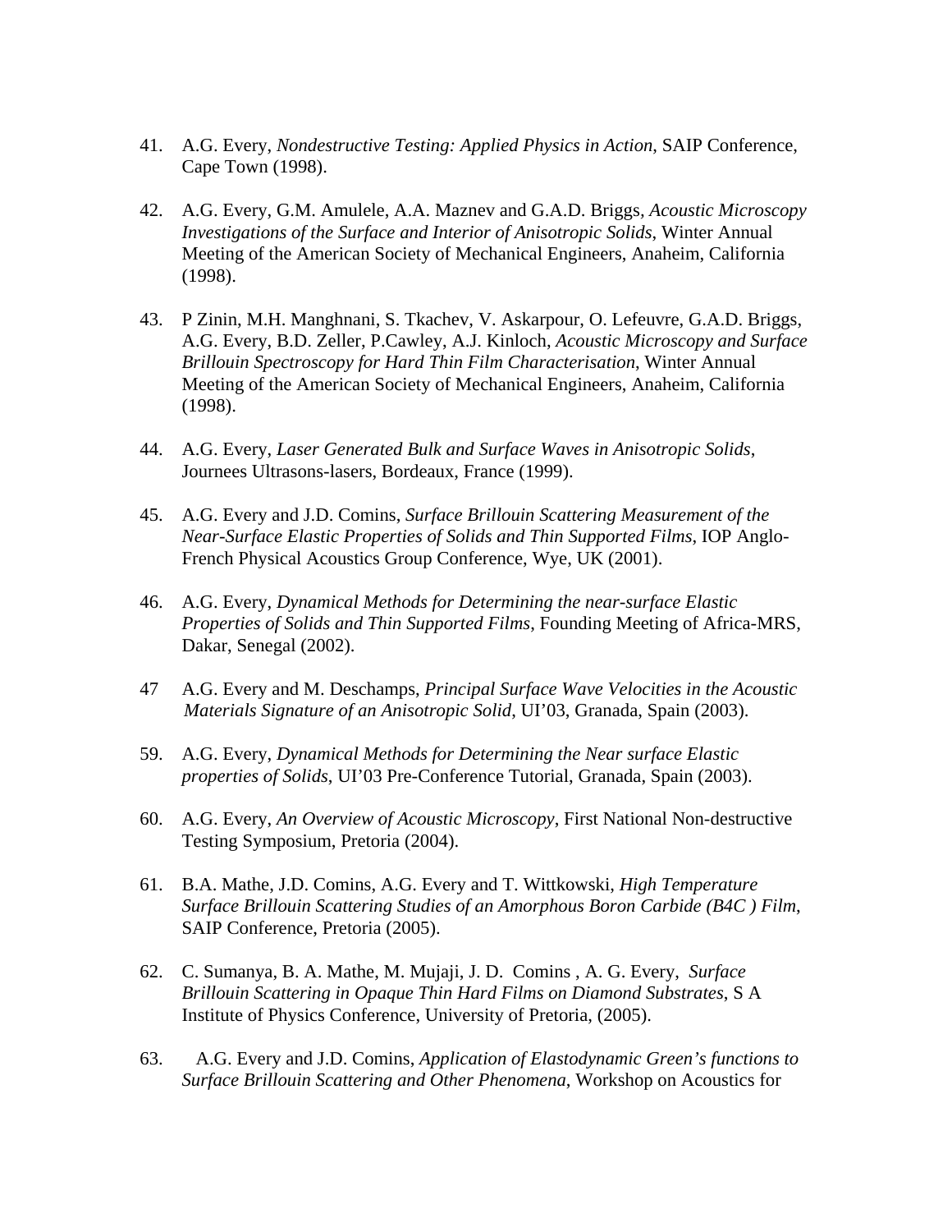41. A.G. Every, *Nondestructive Testing: Applied Physics in Action*, SAIP Conference, Cape Town (1998).

42. A.G. Every, G.M. Amulele, A.A. Maznev and G.A.D. Briggs, *Acoustic Microscopy Investigations of the Surface and Interior of Anisotropic Solids*, Winter Annual Meeting of the American Society of Mechanical Engineers, Anaheim, California (1998).

43. P Zinin, M.H. Manghnani, S. Tkachev, V. Askarpour, O. Lefeuvre, G.A.D. Briggs, A.G. Every, B.D. Zeller, P.Cawley, A.J. Kinloch, *Acoustic Microscopy and Surface Brillouin Spectroscopy for Hard Thin Film Characterisation*, Winter Annual Meeting of the American Society of Mechanical Engineers, Anaheim, California (1998).

44. A.G. Every, *Laser Generated Bulk and Surface Waves in Anisotropic Solids*, Journees Ultrasons-lasers, Bordeaux, France (1999).

45. A.G. Every and J.D. Comins, *Surface Brillouin Scattering Measurement of the Near-Surface Elastic Properties of Solids and Thin Supported Films*, IOP Anglo-French Physical Acoustics Group Conference, Wye, UK (2001).

46. A.G. Every, *Dynamical Methods for Determining the near-surface Elastic Properties of Solids and Thin Supported Films*, Founding Meeting of Africa-MRS, Dakar, Senegal (2002).

47 A.G. Every and M. Deschamps, *Principal Surface Wave Velocities in the Acoustic Materials Signature of an Anisotropic Solid*, UI'03, Granada, Spain (2003).

59. A.G. Every, *Dynamical Methods for Determining the Near surface Elastic properties of Solids*, UI'03 Pre-Conference Tutorial, Granada, Spain (2003).

60. A.G. Every, *An Overview of Acoustic Microscopy*, First National Non-destructive Testing Symposium, Pretoria (2004).

61. B.A. Mathe, J.D. Comins, A.G. Every and T. Wittkowski, *High Temperature Surface Brillouin Scattering Studies of an Amorphous Boron Carbide (B4C ) Film*, SAIP Conference, Pretoria (2005).

62. C. Sumanya, B. A. Mathe, M. Mujaji, J. D. Comins , A. G. Every, *Surface Brillouin Scattering in Opaque Thin Hard Films on Diamond Substrates*, S A Institute of Physics Conference, University of Pretoria, (2005).

63. A.G. Every and J.D. Comins, *Application of Elastodynamic Green's functions to Surface Brillouin Scattering and Other Phenomena*, Workshop on Acoustics for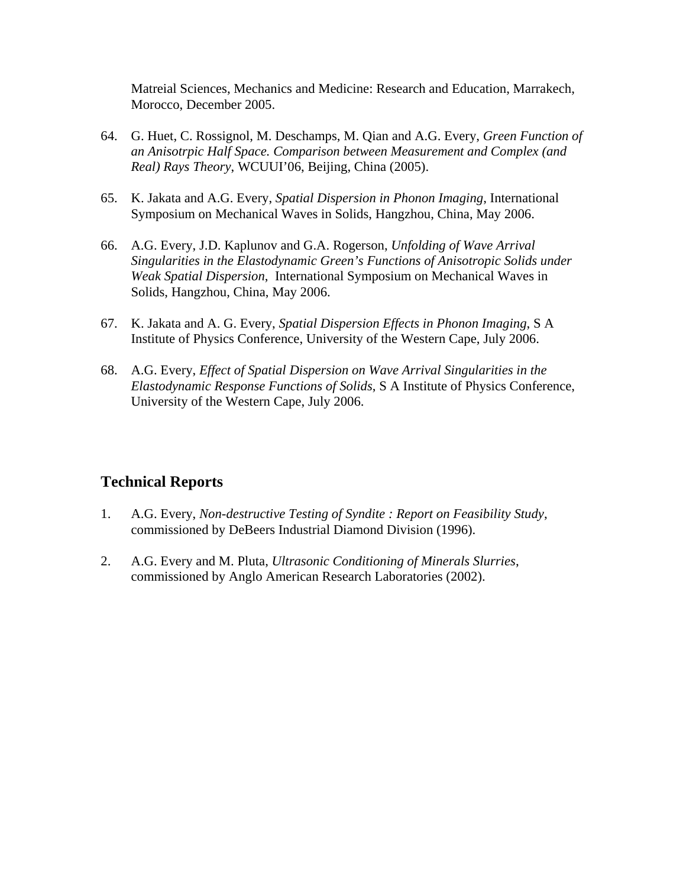Matreial Sciences, Mechanics and Medicine: Research and Education, Marrakech, Morocco, December 2005.

64. G. Huet, C. Rossignol, M. Deschamps, M. Qian and A.G. Every, *Green Function of an Anisotrpic Half Space. Comparison between Measurement and Complex (and Real) Rays Theory*, WCUUI'06, Beijing, China (2005).

65. K. Jakata and A.G. Every, *Spatial Dispersion in Phonon Imaging*, International Symposium on Mechanical Waves in Solids, Hangzhou, China, May 2006.

66. A.G. Every, J.D. Kaplunov and G.A. Rogerson, *Unfolding of Wave Arrival Singularities in the Elastodynamic Green's Functions of Anisotropic Solids under Weak Spatial Dispersion*, International Symposium on Mechanical Waves in Solids, Hangzhou, China, May 2006.

67. K. Jakata and A. G. Every, *Spatial Dispersion Effects in Phonon Imaging*, S A Institute of Physics Conference, University of the Western Cape, July 2006.

68. A.G. Every, *Effect of Spatial Dispersion on Wave Arrival Singularities in the Elastodynamic Response Functions of Solids*, S A Institute of Physics Conference, University of the Western Cape, July 2006.

## Technical Reports

1. A.G. Every, *Non-destructive Testing of Syndite : Report on Feasibility Study*, commissioned by DeBeers Industrial Diamond Division (1996).

2. A.G. Every and M. Pluta, *Ultrasonic Conditioning of Minerals Slurries*, commissioned by Anglo American Research Laboratories (2002).